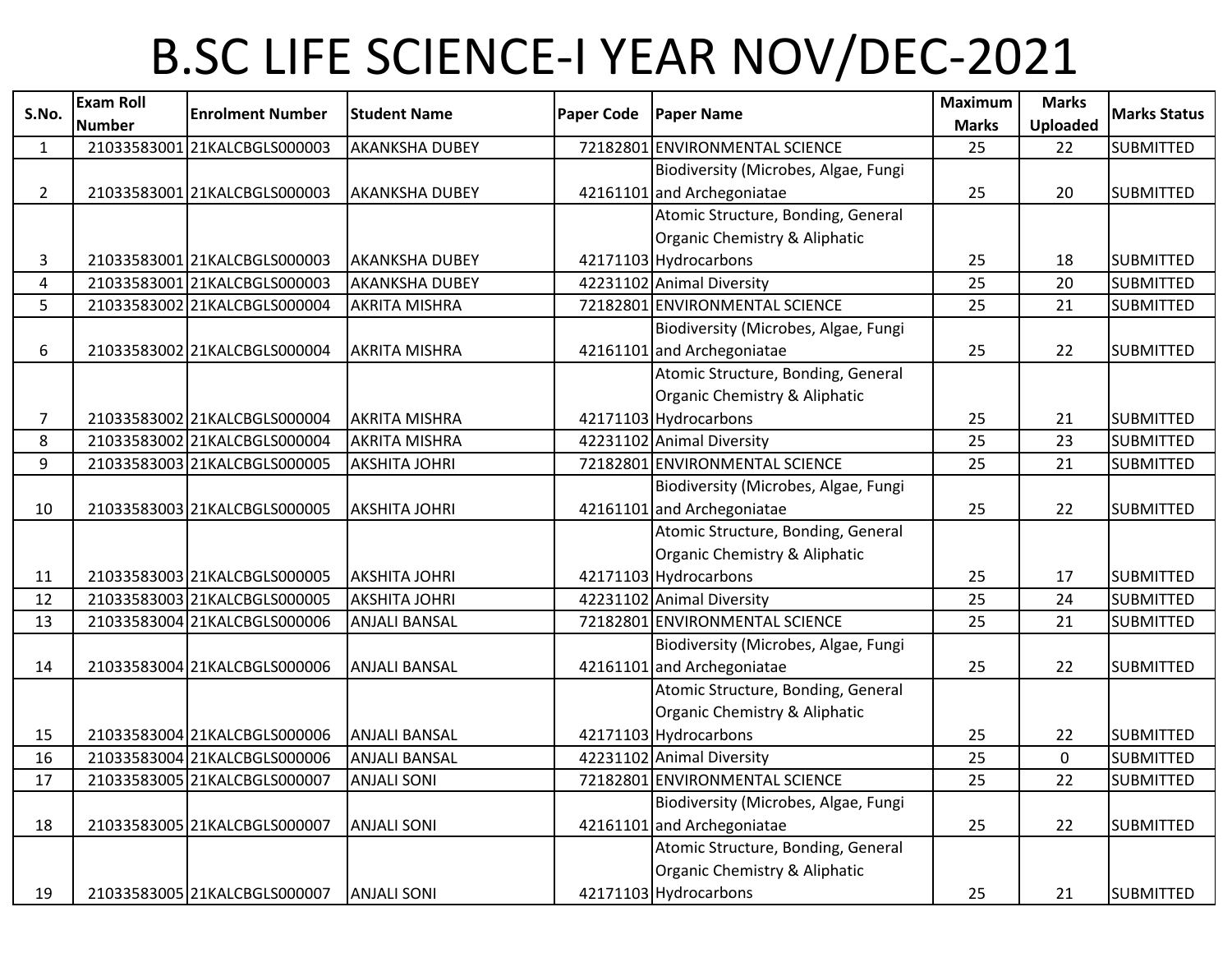# B.SC LIFE SCIENCE-I YEAR NOV/DEC-2021

| S.No. | Exam Roll Number | Enrolment Number | Student Name | Paper Code | Paper Name | Maximum Marks | Marks Uploaded | Marks Status |
|---|---|---|---|---|---|---|---|---|
| 1 | 21033583001 | 21KALCBGLS000003 | AKANKSHA DUBEY | 72182801 | ENVIRONMENTAL SCIENCE | 25 | 22 | SUBMITTED |
| 2 | 21033583001 | 21KALCBGLS000003 | AKANKSHA DUBEY | 42161101 | Biodiversity (Microbes, Algae, Fungi and Archegoniatae | 25 | 20 | SUBMITTED |
| 3 | 21033583001 | 21KALCBGLS000003 | AKANKSHA DUBEY | 42171103 | Atomic Structure, Bonding, General Organic Chemistry & Aliphatic Hydrocarbons | 25 | 18 | SUBMITTED |
| 4 | 21033583001 | 21KALCBGLS000003 | AKANKSHA DUBEY | 42231102 | Animal Diversity | 25 | 20 | SUBMITTED |
| 5 | 21033583002 | 21KALCBGLS000004 | AKRITA MISHRA | 72182801 | ENVIRONMENTAL SCIENCE | 25 | 21 | SUBMITTED |
| 6 | 21033583002 | 21KALCBGLS000004 | AKRITA MISHRA | 42161101 | Biodiversity (Microbes, Algae, Fungi and Archegoniatae | 25 | 22 | SUBMITTED |
| 7 | 21033583002 | 21KALCBGLS000004 | AKRITA MISHRA | 42171103 | Atomic Structure, Bonding, General Organic Chemistry & Aliphatic Hydrocarbons | 25 | 21 | SUBMITTED |
| 8 | 21033583002 | 21KALCBGLS000004 | AKRITA MISHRA | 42231102 | Animal Diversity | 25 | 23 | SUBMITTED |
| 9 | 21033583003 | 21KALCBGLS000005 | AKSHITA JOHRI | 72182801 | ENVIRONMENTAL SCIENCE | 25 | 21 | SUBMITTED |
| 10 | 21033583003 | 21KALCBGLS000005 | AKSHITA JOHRI | 42161101 | Biodiversity (Microbes, Algae, Fungi and Archegoniatae | 25 | 22 | SUBMITTED |
| 11 | 21033583003 | 21KALCBGLS000005 | AKSHITA JOHRI | 42171103 | Atomic Structure, Bonding, General Organic Chemistry & Aliphatic Hydrocarbons | 25 | 17 | SUBMITTED |
| 12 | 21033583003 | 21KALCBGLS000005 | AKSHITA JOHRI | 42231102 | Animal Diversity | 25 | 24 | SUBMITTED |
| 13 | 21033583004 | 21KALCBGLS000006 | ANJALI BANSAL | 72182801 | ENVIRONMENTAL SCIENCE | 25 | 21 | SUBMITTED |
| 14 | 21033583004 | 21KALCBGLS000006 | ANJALI BANSAL | 42161101 | Biodiversity (Microbes, Algae, Fungi and Archegoniatae | 25 | 22 | SUBMITTED |
| 15 | 21033583004 | 21KALCBGLS000006 | ANJALI BANSAL | 42171103 | Atomic Structure, Bonding, General Organic Chemistry & Aliphatic Hydrocarbons | 25 | 22 | SUBMITTED |
| 16 | 21033583004 | 21KALCBGLS000006 | ANJALI BANSAL | 42231102 | Animal Diversity | 25 | 0 | SUBMITTED |
| 17 | 21033583005 | 21KALCBGLS000007 | ANJALI SONI | 72182801 | ENVIRONMENTAL SCIENCE | 25 | 22 | SUBMITTED |
| 18 | 21033583005 | 21KALCBGLS000007 | ANJALI SONI | 42161101 | Biodiversity (Microbes, Algae, Fungi and Archegoniatae | 25 | 22 | SUBMITTED |
| 19 | 21033583005 | 21KALCBGLS000007 | ANJALI SONI | 42171103 | Atomic Structure, Bonding, General Organic Chemistry & Aliphatic Hydrocarbons | 25 | 21 | SUBMITTED |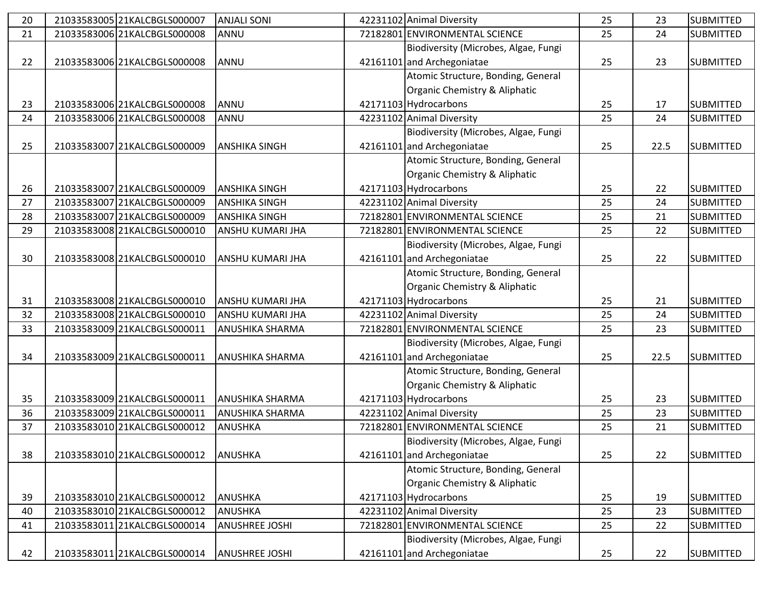| 20 | 21033583005 | 21KALCBGLS000007 | ANJALI SONI | 42231102 | Animal Diversity | 25 | 23 | SUBMITTED |
|---|---|---|---|---|---|---|---|---|
| 21 | 21033583006 | 21KALCBGLS000008 | ANNU | 72182801 | ENVIRONMENTAL SCIENCE | 25 | 24 | SUBMITTED |
| 22 | 21033583006 | 21KALCBGLS000008 | ANNU | 42161101 | Biodiversity (Microbes, Algae, Fungi and Archegoniatae | 25 | 23 | SUBMITTED |
| 23 | 21033583006 | 21KALCBGLS000008 | ANNU | 42171103 | Atomic Structure, Bonding, General Organic Chemistry & Aliphatic Hydrocarbons | 25 | 17 | SUBMITTED |
| 24 | 21033583006 | 21KALCBGLS000008 | ANNU | 42231102 | Animal Diversity | 25 | 24 | SUBMITTED |
| 25 | 21033583007 | 21KALCBGLS000009 | ANSHIKA SINGH | 42161101 | Biodiversity (Microbes, Algae, Fungi and Archegoniatae | 25 | 22.5 | SUBMITTED |
| 26 | 21033583007 | 21KALCBGLS000009 | ANSHIKA SINGH | 42171103 | Atomic Structure, Bonding, General Organic Chemistry & Aliphatic Hydrocarbons | 25 | 22 | SUBMITTED |
| 27 | 21033583007 | 21KALCBGLS000009 | ANSHIKA SINGH | 42231102 | Animal Diversity | 25 | 24 | SUBMITTED |
| 28 | 21033583007 | 21KALCBGLS000009 | ANSHIKA SINGH | 72182801 | ENVIRONMENTAL SCIENCE | 25 | 21 | SUBMITTED |
| 29 | 21033583008 | 21KALCBGLS000010 | ANSHU KUMARI JHA | 72182801 | ENVIRONMENTAL SCIENCE | 25 | 22 | SUBMITTED |
| 30 | 21033583008 | 21KALCBGLS000010 | ANSHU KUMARI JHA | 42161101 | Biodiversity (Microbes, Algae, Fungi and Archegoniatae | 25 | 22 | SUBMITTED |
| 31 | 21033583008 | 21KALCBGLS000010 | ANSHU KUMARI JHA | 42171103 | Atomic Structure, Bonding, General Organic Chemistry & Aliphatic Hydrocarbons | 25 | 21 | SUBMITTED |
| 32 | 21033583008 | 21KALCBGLS000010 | ANSHU KUMARI JHA | 42231102 | Animal Diversity | 25 | 24 | SUBMITTED |
| 33 | 21033583009 | 21KALCBGLS000011 | ANUSHIKA SHARMA | 72182801 | ENVIRONMENTAL SCIENCE | 25 | 23 | SUBMITTED |
| 34 | 21033583009 | 21KALCBGLS000011 | ANUSHIKA SHARMA | 42161101 | Biodiversity (Microbes, Algae, Fungi and Archegoniatae | 25 | 22.5 | SUBMITTED |
| 35 | 21033583009 | 21KALCBGLS000011 | ANUSHIKA SHARMA | 42171103 | Atomic Structure, Bonding, General Organic Chemistry & Aliphatic Hydrocarbons | 25 | 23 | SUBMITTED |
| 36 | 21033583009 | 21KALCBGLS000011 | ANUSHIKA SHARMA | 42231102 | Animal Diversity | 25 | 23 | SUBMITTED |
| 37 | 21033583010 | 21KALCBGLS000012 | ANUSHKA | 72182801 | ENVIRONMENTAL SCIENCE | 25 | 21 | SUBMITTED |
| 38 | 21033583010 | 21KALCBGLS000012 | ANUSHKA | 42161101 | Biodiversity (Microbes, Algae, Fungi and Archegoniatae | 25 | 22 | SUBMITTED |
| 39 | 21033583010 | 21KALCBGLS000012 | ANUSHKA | 42171103 | Atomic Structure, Bonding, General Organic Chemistry & Aliphatic Hydrocarbons | 25 | 19 | SUBMITTED |
| 40 | 21033583010 | 21KALCBGLS000012 | ANUSHKA | 42231102 | Animal Diversity | 25 | 23 | SUBMITTED |
| 41 | 21033583011 | 21KALCBGLS000014 | ANUSHREE JOSHI | 72182801 | ENVIRONMENTAL SCIENCE | 25 | 22 | SUBMITTED |
| 42 | 21033583011 | 21KALCBGLS000014 | ANUSHREE JOSHI | 42161101 | Biodiversity (Microbes, Algae, Fungi and Archegoniatae | 25 | 22 | SUBMITTED |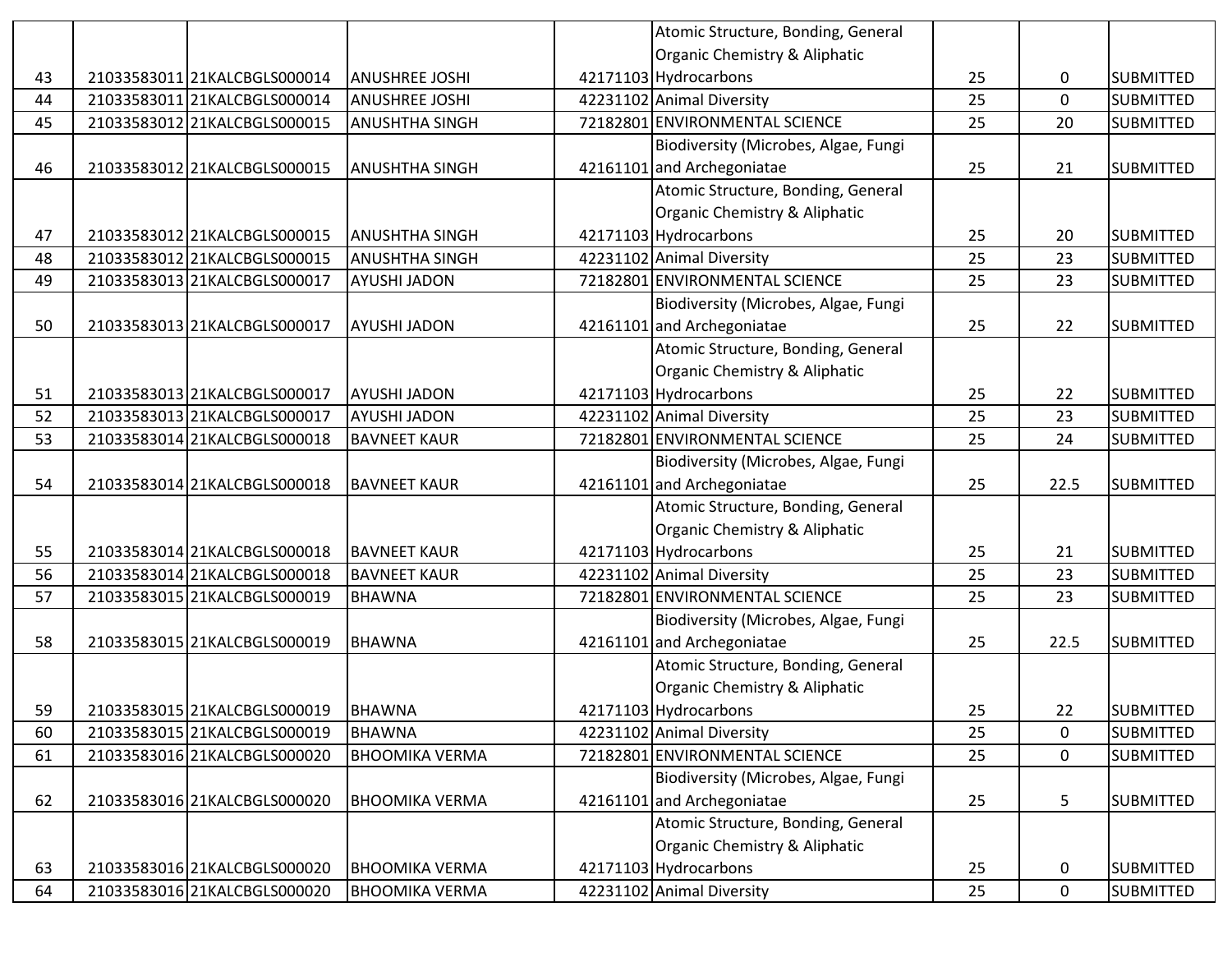| | | | | | | | | |
|---|---|---|---|---|---|---|---|---|
| 43 | 21033583011 | 21KALCBGLS000014 | ANUSHREE JOSHI | 42171103 | Atomic Structure, Bonding, General Organic Chemistry & Aliphatic Hydrocarbons | 25 | 0 | SUBMITTED |
| 44 | 21033583011 | 21KALCBGLS000014 | ANUSHREE JOSHI | 42231102 | Animal Diversity | 25 | 0 | SUBMITTED |
| 45 | 21033583012 | 21KALCBGLS000015 | ANUSHTHA SINGH | 72182801 | ENVIRONMENTAL SCIENCE | 25 | 20 | SUBMITTED |
| 46 | 21033583012 | 21KALCBGLS000015 | ANUSHTHA SINGH | 42161101 | Biodiversity (Microbes, Algae, Fungi and Archegoniatae | 25 | 21 | SUBMITTED |
| 47 | 21033583012 | 21KALCBGLS000015 | ANUSHTHA SINGH | 42171103 | Atomic Structure, Bonding, General Organic Chemistry & Aliphatic Hydrocarbons | 25 | 20 | SUBMITTED |
| 48 | 21033583012 | 21KALCBGLS000015 | ANUSHTHA SINGH | 42231102 | Animal Diversity | 25 | 23 | SUBMITTED |
| 49 | 21033583013 | 21KALCBGLS000017 | AYUSHI JADON | 72182801 | ENVIRONMENTAL SCIENCE | 25 | 23 | SUBMITTED |
| 50 | 21033583013 | 21KALCBGLS000017 | AYUSHI JADON | 42161101 | Biodiversity (Microbes, Algae, Fungi and Archegoniatae | 25 | 22 | SUBMITTED |
| 51 | 21033583013 | 21KALCBGLS000017 | AYUSHI JADON | 42171103 | Atomic Structure, Bonding, General Organic Chemistry & Aliphatic Hydrocarbons | 25 | 22 | SUBMITTED |
| 52 | 21033583013 | 21KALCBGLS000017 | AYUSHI JADON | 42231102 | Animal Diversity | 25 | 23 | SUBMITTED |
| 53 | 21033583014 | 21KALCBGLS000018 | BAVNEET KAUR | 72182801 | ENVIRONMENTAL SCIENCE | 25 | 24 | SUBMITTED |
| 54 | 21033583014 | 21KALCBGLS000018 | BAVNEET KAUR | 42161101 | Biodiversity (Microbes, Algae, Fungi and Archegoniatae | 25 | 22.5 | SUBMITTED |
| 55 | 21033583014 | 21KALCBGLS000018 | BAVNEET KAUR | 42171103 | Atomic Structure, Bonding, General Organic Chemistry & Aliphatic Hydrocarbons | 25 | 21 | SUBMITTED |
| 56 | 21033583014 | 21KALCBGLS000018 | BAVNEET KAUR | 42231102 | Animal Diversity | 25 | 23 | SUBMITTED |
| 57 | 21033583015 | 21KALCBGLS000019 | BHAWNA | 72182801 | ENVIRONMENTAL SCIENCE | 25 | 23 | SUBMITTED |
| 58 | 21033583015 | 21KALCBGLS000019 | BHAWNA | 42161101 | Biodiversity (Microbes, Algae, Fungi and Archegoniatae | 25 | 22.5 | SUBMITTED |
| 59 | 21033583015 | 21KALCBGLS000019 | BHAWNA | 42171103 | Atomic Structure, Bonding, General Organic Chemistry & Aliphatic Hydrocarbons | 25 | 22 | SUBMITTED |
| 60 | 21033583015 | 21KALCBGLS000019 | BHAWNA | 42231102 | Animal Diversity | 25 | 0 | SUBMITTED |
| 61 | 21033583016 | 21KALCBGLS000020 | BHOOMIKA VERMA | 72182801 | ENVIRONMENTAL SCIENCE | 25 | 0 | SUBMITTED |
| 62 | 21033583016 | 21KALCBGLS000020 | BHOOMIKA VERMA | 42161101 | Biodiversity (Microbes, Algae, Fungi and Archegoniatae | 25 | 5 | SUBMITTED |
| 63 | 21033583016 | 21KALCBGLS000020 | BHOOMIKA VERMA | 42171103 | Atomic Structure, Bonding, General Organic Chemistry & Aliphatic Hydrocarbons | 25 | 0 | SUBMITTED |
| 64 | 21033583016 | 21KALCBGLS000020 | BHOOMIKA VERMA | 42231102 | Animal Diversity | 25 | 0 | SUBMITTED |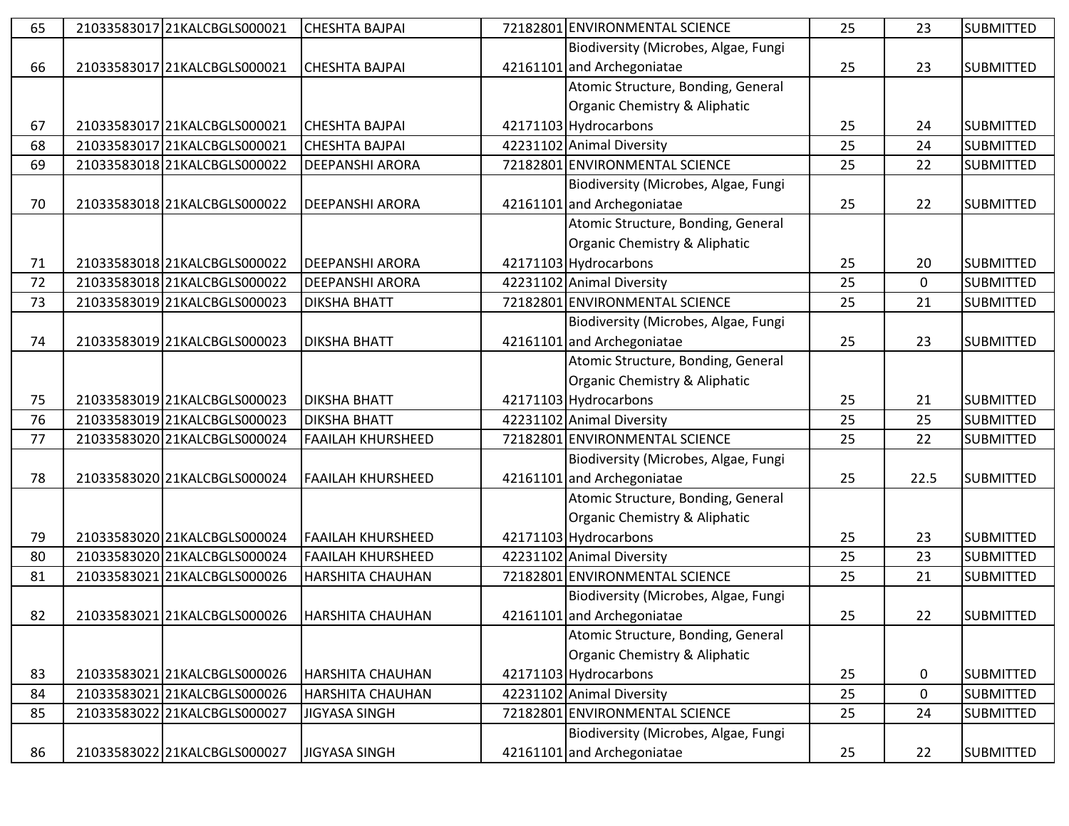| 65 | 21033583017 | 21KALCBGLS000021 | CHESHTA BAJPAI | 72182801 | ENVIRONMENTAL SCIENCE | 25 | 23 | SUBMITTED |
|---|---|---|---|---|---|---|---|---|
| 66 | 21033583017 | 21KALCBGLS000021 | CHESHTA BAJPAI | 42161101 | Biodiversity (Microbes, Algae, Fungi and Archegoniatae | 25 | 23 | SUBMITTED |
| 67 | 21033583017 | 21KALCBGLS000021 | CHESHTA BAJPAI | 42171103 | Atomic Structure, Bonding, General Organic Chemistry & Aliphatic Hydrocarbons | 25 | 24 | SUBMITTED |
| 68 | 21033583017 | 21KALCBGLS000021 | CHESHTA BAJPAI | 42231102 | Animal Diversity | 25 | 24 | SUBMITTED |
| 69 | 21033583018 | 21KALCBGLS000022 | DEEPANSHI ARORA | 72182801 | ENVIRONMENTAL SCIENCE | 25 | 22 | SUBMITTED |
| 70 | 21033583018 | 21KALCBGLS000022 | DEEPANSHI ARORA | 42161101 | Biodiversity (Microbes, Algae, Fungi and Archegoniatae | 25 | 22 | SUBMITTED |
| 71 | 21033583018 | 21KALCBGLS000022 | DEEPANSHI ARORA | 42171103 | Atomic Structure, Bonding, General Organic Chemistry & Aliphatic Hydrocarbons | 25 | 20 | SUBMITTED |
| 72 | 21033583018 | 21KALCBGLS000022 | DEEPANSHI ARORA | 42231102 | Animal Diversity | 25 | 0 | SUBMITTED |
| 73 | 21033583019 | 21KALCBGLS000023 | DIKSHA BHATT | 72182801 | ENVIRONMENTAL SCIENCE | 25 | 21 | SUBMITTED |
| 74 | 21033583019 | 21KALCBGLS000023 | DIKSHA BHATT | 42161101 | Biodiversity (Microbes, Algae, Fungi and Archegoniatae | 25 | 23 | SUBMITTED |
| 75 | 21033583019 | 21KALCBGLS000023 | DIKSHA BHATT | 42171103 | Atomic Structure, Bonding, General Organic Chemistry & Aliphatic Hydrocarbons | 25 | 21 | SUBMITTED |
| 76 | 21033583019 | 21KALCBGLS000023 | DIKSHA BHATT | 42231102 | Animal Diversity | 25 | 25 | SUBMITTED |
| 77 | 21033583020 | 21KALCBGLS000024 | FAAILAH KHURSHEED | 72182801 | ENVIRONMENTAL SCIENCE | 25 | 22 | SUBMITTED |
| 78 | 21033583020 | 21KALCBGLS000024 | FAAILAH KHURSHEED | 42161101 | Biodiversity (Microbes, Algae, Fungi and Archegoniatae | 25 | 22.5 | SUBMITTED |
| 79 | 21033583020 | 21KALCBGLS000024 | FAAILAH KHURSHEED | 42171103 | Atomic Structure, Bonding, General Organic Chemistry & Aliphatic Hydrocarbons | 25 | 23 | SUBMITTED |
| 80 | 21033583020 | 21KALCBGLS000024 | FAAILAH KHURSHEED | 42231102 | Animal Diversity | 25 | 23 | SUBMITTED |
| 81 | 21033583021 | 21KALCBGLS000026 | HARSHITA CHAUHAN | 72182801 | ENVIRONMENTAL SCIENCE | 25 | 21 | SUBMITTED |
| 82 | 21033583021 | 21KALCBGLS000026 | HARSHITA CHAUHAN | 42161101 | Biodiversity (Microbes, Algae, Fungi and Archegoniatae | 25 | 22 | SUBMITTED |
| 83 | 21033583021 | 21KALCBGLS000026 | HARSHITA CHAUHAN | 42171103 | Atomic Structure, Bonding, General Organic Chemistry & Aliphatic Hydrocarbons | 25 | 0 | SUBMITTED |
| 84 | 21033583021 | 21KALCBGLS000026 | HARSHITA CHAUHAN | 42231102 | Animal Diversity | 25 | 0 | SUBMITTED |
| 85 | 21033583022 | 21KALCBGLS000027 | JIGYASA SINGH | 72182801 | ENVIRONMENTAL SCIENCE | 25 | 24 | SUBMITTED |
| 86 | 21033583022 | 21KALCBGLS000027 | JIGYASA SINGH | 42161101 | Biodiversity (Microbes, Algae, Fungi and Archegoniatae | 25 | 22 | SUBMITTED |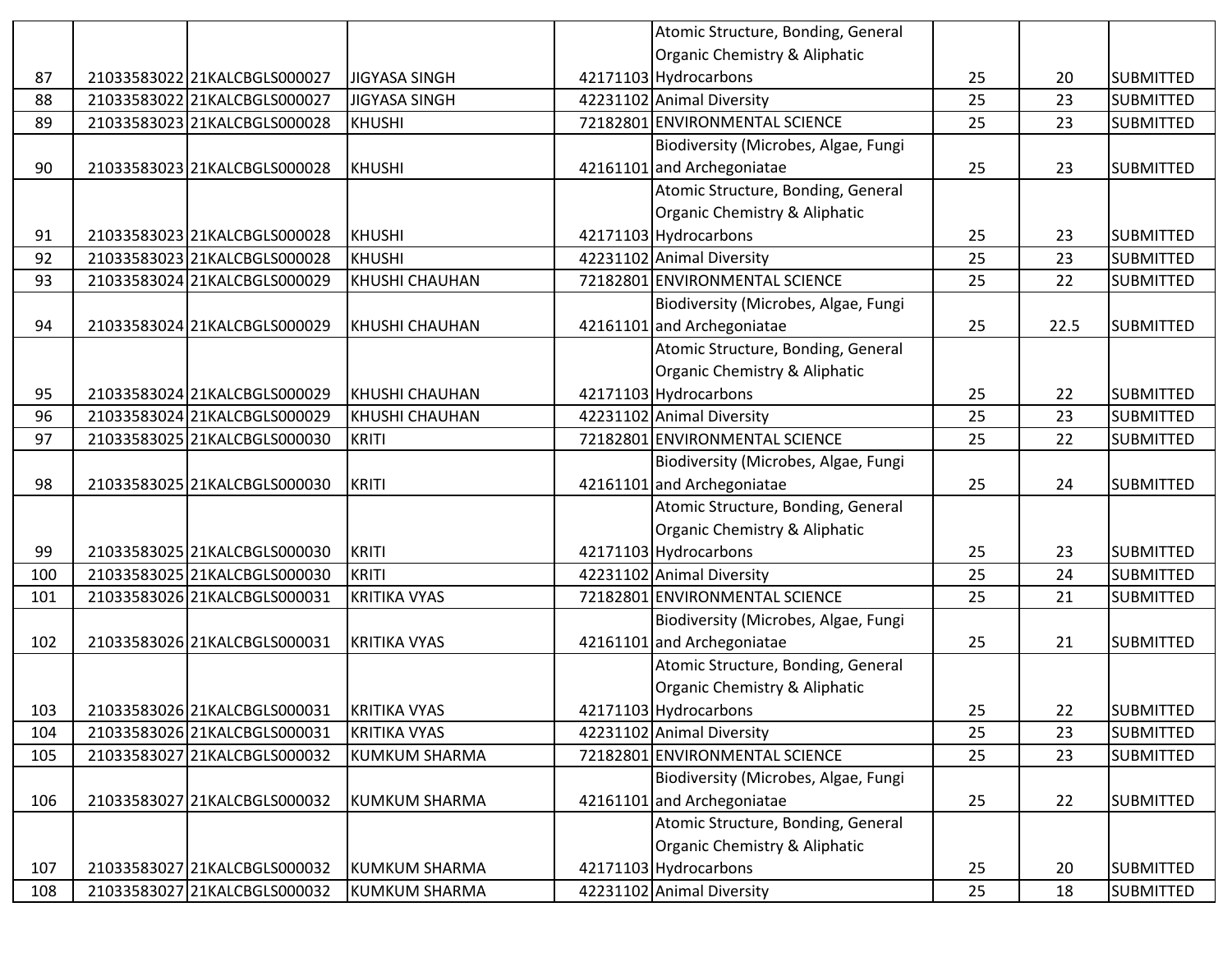| 87 | 21033583022 | 21KALCBGLS000027 | JIGYASA SINGH | 42171103 | Atomic Structure, Bonding, General Organic Chemistry & Aliphatic Hydrocarbons | 25 | 20 | SUBMITTED |
|---|---|---|---|---|---|---|---|---|
| 88 | 21033583022 | 21KALCBGLS000027 | JIGYASA SINGH | 42231102 | Animal Diversity | 25 | 23 | SUBMITTED |
| 89 | 21033583023 | 21KALCBGLS000028 | KHUSHI | 72182801 | ENVIRONMENTAL SCIENCE | 25 | 23 | SUBMITTED |
| 90 | 21033583023 | 21KALCBGLS000028 | KHUSHI | 42161101 | Biodiversity (Microbes, Algae, Fungi and Archegoniatae | 25 | 23 | SUBMITTED |
| 91 | 21033583023 | 21KALCBGLS000028 | KHUSHI | 42171103 | Atomic Structure, Bonding, General Organic Chemistry & Aliphatic Hydrocarbons | 25 | 23 | SUBMITTED |
| 92 | 21033583023 | 21KALCBGLS000028 | KHUSHI | 42231102 | Animal Diversity | 25 | 23 | SUBMITTED |
| 93 | 21033583024 | 21KALCBGLS000029 | KHUSHI CHAUHAN | 72182801 | ENVIRONMENTAL SCIENCE | 25 | 22 | SUBMITTED |
| 94 | 21033583024 | 21KALCBGLS000029 | KHUSHI CHAUHAN | 42161101 | Biodiversity (Microbes, Algae, Fungi and Archegoniatae | 25 | 22.5 | SUBMITTED |
| 95 | 21033583024 | 21KALCBGLS000029 | KHUSHI CHAUHAN | 42171103 | Atomic Structure, Bonding, General Organic Chemistry & Aliphatic Hydrocarbons | 25 | 22 | SUBMITTED |
| 96 | 21033583024 | 21KALCBGLS000029 | KHUSHI CHAUHAN | 42231102 | Animal Diversity | 25 | 23 | SUBMITTED |
| 97 | 21033583025 | 21KALCBGLS000030 | KRITI | 72182801 | ENVIRONMENTAL SCIENCE | 25 | 22 | SUBMITTED |
| 98 | 21033583025 | 21KALCBGLS000030 | KRITI | 42161101 | Biodiversity (Microbes, Algae, Fungi and Archegoniatae | 25 | 24 | SUBMITTED |
| 99 | 21033583025 | 21KALCBGLS000030 | KRITI | 42171103 | Atomic Structure, Bonding, General Organic Chemistry & Aliphatic Hydrocarbons | 25 | 23 | SUBMITTED |
| 100 | 21033583025 | 21KALCBGLS000030 | KRITI | 42231102 | Animal Diversity | 25 | 24 | SUBMITTED |
| 101 | 21033583026 | 21KALCBGLS000031 | KRITIKA VYAS | 72182801 | ENVIRONMENTAL SCIENCE | 25 | 21 | SUBMITTED |
| 102 | 21033583026 | 21KALCBGLS000031 | KRITIKA VYAS | 42161101 | Biodiversity (Microbes, Algae, Fungi and Archegoniatae | 25 | 21 | SUBMITTED |
| 103 | 21033583026 | 21KALCBGLS000031 | KRITIKA VYAS | 42171103 | Atomic Structure, Bonding, General Organic Chemistry & Aliphatic Hydrocarbons | 25 | 22 | SUBMITTED |
| 104 | 21033583026 | 21KALCBGLS000031 | KRITIKA VYAS | 42231102 | Animal Diversity | 25 | 23 | SUBMITTED |
| 105 | 21033583027 | 21KALCBGLS000032 | KUMKUM SHARMA | 72182801 | ENVIRONMENTAL SCIENCE | 25 | 23 | SUBMITTED |
| 106 | 21033583027 | 21KALCBGLS000032 | KUMKUM SHARMA | 42161101 | Biodiversity (Microbes, Algae, Fungi and Archegoniatae | 25 | 22 | SUBMITTED |
| 107 | 21033583027 | 21KALCBGLS000032 | KUMKUM SHARMA | 42171103 | Atomic Structure, Bonding, General Organic Chemistry & Aliphatic Hydrocarbons | 25 | 20 | SUBMITTED |
| 108 | 21033583027 | 21KALCBGLS000032 | KUMKUM SHARMA | 42231102 | Animal Diversity | 25 | 18 | SUBMITTED |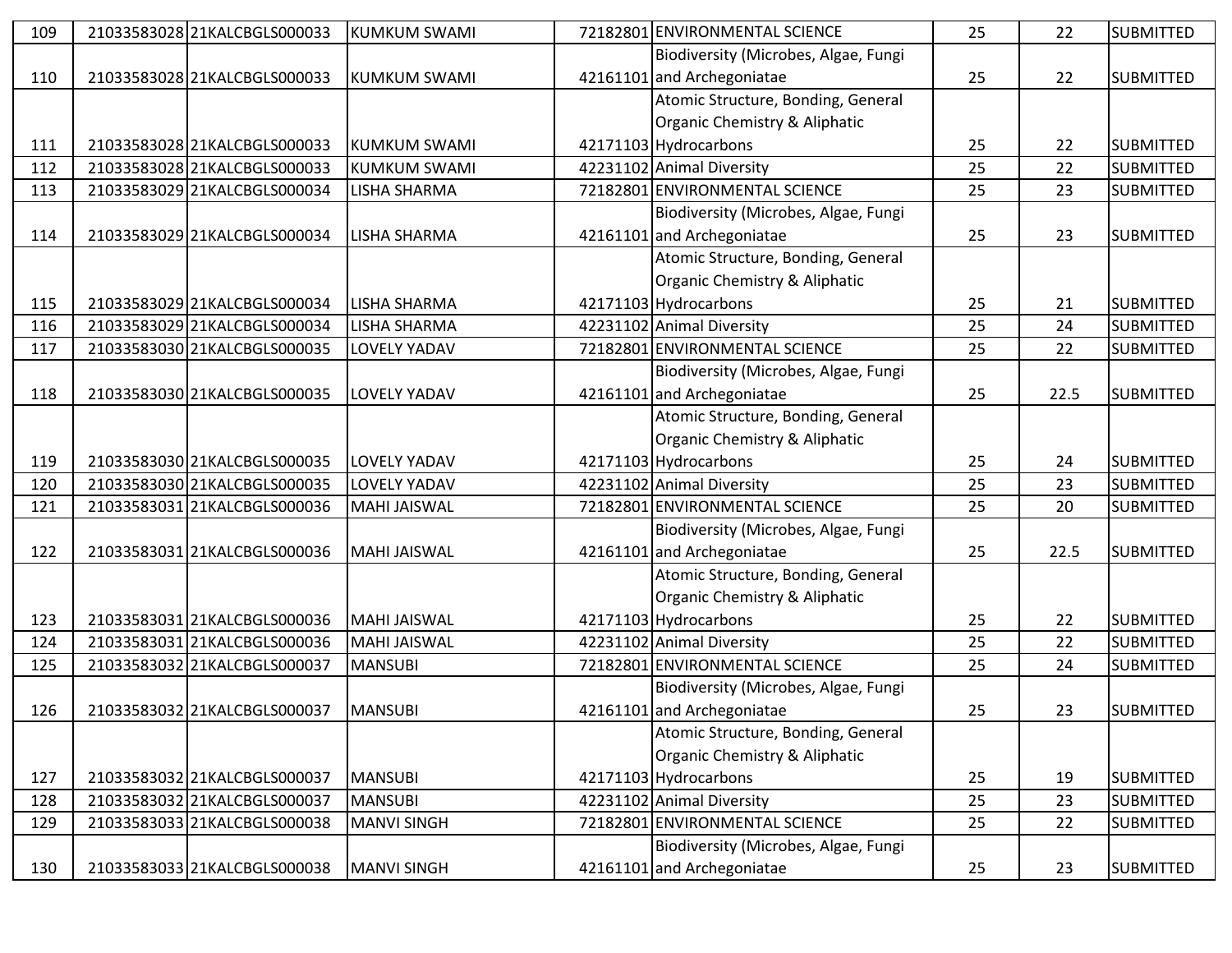| | | | | | | | | |
|---|---|---|---|---|---|---|---|---|
| 109 | 21033583028 | 21KALCBGLS000033 | KUMKUM SWAMI | 72182801 | ENVIRONMENTAL SCIENCE | 25 | 22 | SUBMITTED |
| 110 | 21033583028 | 21KALCBGLS000033 | KUMKUM SWAMI | 42161101 | Biodiversity (Microbes, Algae, Fungi and Archegoniatae | 25 | 22 | SUBMITTED |
| 111 | 21033583028 | 21KALCBGLS000033 | KUMKUM SWAMI | 42171103 | Atomic Structure, Bonding, General Organic Chemistry & Aliphatic Hydrocarbons | 25 | 22 | SUBMITTED |
| 112 | 21033583028 | 21KALCBGLS000033 | KUMKUM SWAMI | 42231102 | Animal Diversity | 25 | 22 | SUBMITTED |
| 113 | 21033583029 | 21KALCBGLS000034 | LISHA SHARMA | 72182801 | ENVIRONMENTAL SCIENCE | 25 | 23 | SUBMITTED |
| 114 | 21033583029 | 21KALCBGLS000034 | LISHA SHARMA | 42161101 | Biodiversity (Microbes, Algae, Fungi and Archegoniatae | 25 | 23 | SUBMITTED |
| 115 | 21033583029 | 21KALCBGLS000034 | LISHA SHARMA | 42171103 | Atomic Structure, Bonding, General Organic Chemistry & Aliphatic Hydrocarbons | 25 | 21 | SUBMITTED |
| 116 | 21033583029 | 21KALCBGLS000034 | LISHA SHARMA | 42231102 | Animal Diversity | 25 | 24 | SUBMITTED |
| 117 | 21033583030 | 21KALCBGLS000035 | LOVELY YADAV | 72182801 | ENVIRONMENTAL SCIENCE | 25 | 22 | SUBMITTED |
| 118 | 21033583030 | 21KALCBGLS000035 | LOVELY YADAV | 42161101 | Biodiversity (Microbes, Algae, Fungi and Archegoniatae | 25 | 22.5 | SUBMITTED |
| 119 | 21033583030 | 21KALCBGLS000035 | LOVELY YADAV | 42171103 | Atomic Structure, Bonding, General Organic Chemistry & Aliphatic Hydrocarbons | 25 | 24 | SUBMITTED |
| 120 | 21033583030 | 21KALCBGLS000035 | LOVELY YADAV | 42231102 | Animal Diversity | 25 | 23 | SUBMITTED |
| 121 | 21033583031 | 21KALCBGLS000036 | MAHI JAISWAL | 72182801 | ENVIRONMENTAL SCIENCE | 25 | 20 | SUBMITTED |
| 122 | 21033583031 | 21KALCBGLS000036 | MAHI JAISWAL | 42161101 | Biodiversity (Microbes, Algae, Fungi and Archegoniatae | 25 | 22.5 | SUBMITTED |
| 123 | 21033583031 | 21KALCBGLS000036 | MAHI JAISWAL | 42171103 | Atomic Structure, Bonding, General Organic Chemistry & Aliphatic Hydrocarbons | 25 | 22 | SUBMITTED |
| 124 | 21033583031 | 21KALCBGLS000036 | MAHI JAISWAL | 42231102 | Animal Diversity | 25 | 22 | SUBMITTED |
| 125 | 21033583032 | 21KALCBGLS000037 | MANSUBI | 72182801 | ENVIRONMENTAL SCIENCE | 25 | 24 | SUBMITTED |
| 126 | 21033583032 | 21KALCBGLS000037 | MANSUBI | 42161101 | Biodiversity (Microbes, Algae, Fungi and Archegoniatae | 25 | 23 | SUBMITTED |
| 127 | 21033583032 | 21KALCBGLS000037 | MANSUBI | 42171103 | Atomic Structure, Bonding, General Organic Chemistry & Aliphatic Hydrocarbons | 25 | 19 | SUBMITTED |
| 128 | 21033583032 | 21KALCBGLS000037 | MANSUBI | 42231102 | Animal Diversity | 25 | 23 | SUBMITTED |
| 129 | 21033583033 | 21KALCBGLS000038 | MANVI SINGH | 72182801 | ENVIRONMENTAL SCIENCE | 25 | 22 | SUBMITTED |
| 130 | 21033583033 | 21KALCBGLS000038 | MANVI SINGH | 42161101 | Biodiversity (Microbes, Algae, Fungi and Archegoniatae | 25 | 23 | SUBMITTED |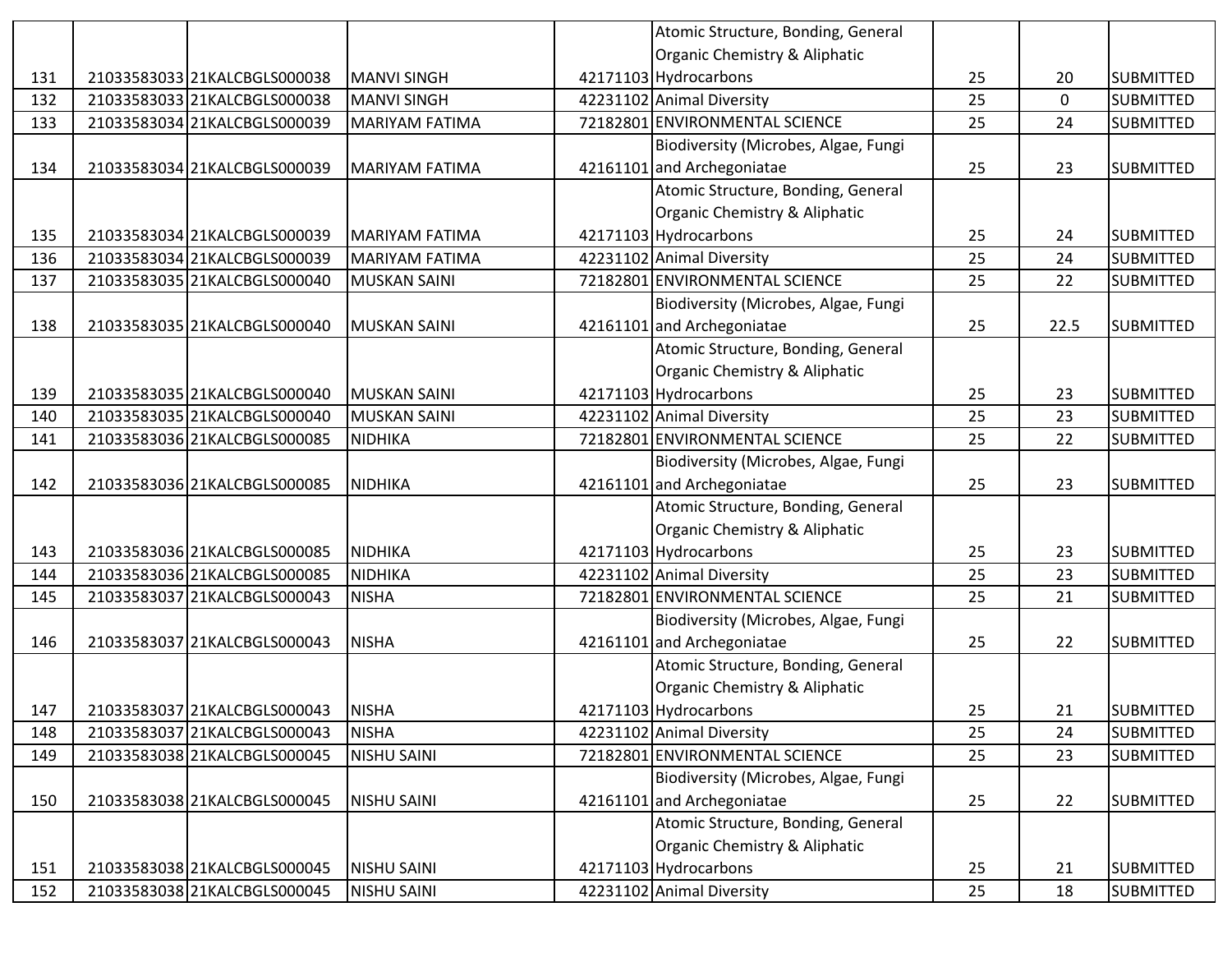| | | | | | | | | |
|---|---|---|---|---|---|---|---|---|
| 131 | 21033583033 | 21KALCBGLS000038 | MANVI SINGH | 42171103 | Atomic Structure, Bonding, General Organic Chemistry & Aliphatic Hydrocarbons | 25 | 20 | SUBMITTED |
| 132 | 21033583033 | 21KALCBGLS000038 | MANVI SINGH | 42231102 | Animal Diversity | 25 | 0 | SUBMITTED |
| 133 | 21033583034 | 21KALCBGLS000039 | MARIYAM FATIMA | 72182801 | ENVIRONMENTAL SCIENCE | 25 | 24 | SUBMITTED |
| 134 | 21033583034 | 21KALCBGLS000039 | MARIYAM FATIMA | 42161101 | Biodiversity (Microbes, Algae, Fungi and Archegoniatae | 25 | 23 | SUBMITTED |
| 135 | 21033583034 | 21KALCBGLS000039 | MARIYAM FATIMA | 42171103 | Atomic Structure, Bonding, General Organic Chemistry & Aliphatic Hydrocarbons | 25 | 24 | SUBMITTED |
| 136 | 21033583034 | 21KALCBGLS000039 | MARIYAM FATIMA | 42231102 | Animal Diversity | 25 | 24 | SUBMITTED |
| 137 | 21033583035 | 21KALCBGLS000040 | MUSKAN SAINI | 72182801 | ENVIRONMENTAL SCIENCE | 25 | 22 | SUBMITTED |
| 138 | 21033583035 | 21KALCBGLS000040 | MUSKAN SAINI | 42161101 | Biodiversity (Microbes, Algae, Fungi and Archegoniatae | 25 | 22.5 | SUBMITTED |
| 139 | 21033583035 | 21KALCBGLS000040 | MUSKAN SAINI | 42171103 | Atomic Structure, Bonding, General Organic Chemistry & Aliphatic Hydrocarbons | 25 | 23 | SUBMITTED |
| 140 | 21033583035 | 21KALCBGLS000040 | MUSKAN SAINI | 42231102 | Animal Diversity | 25 | 23 | SUBMITTED |
| 141 | 21033583036 | 21KALCBGLS000085 | NIDHIKA | 72182801 | ENVIRONMENTAL SCIENCE | 25 | 22 | SUBMITTED |
| 142 | 21033583036 | 21KALCBGLS000085 | NIDHIKA | 42161101 | Biodiversity (Microbes, Algae, Fungi and Archegoniatae | 25 | 23 | SUBMITTED |
| 143 | 21033583036 | 21KALCBGLS000085 | NIDHIKA | 42171103 | Atomic Structure, Bonding, General Organic Chemistry & Aliphatic Hydrocarbons | 25 | 23 | SUBMITTED |
| 144 | 21033583036 | 21KALCBGLS000085 | NIDHIKA | 42231102 | Animal Diversity | 25 | 23 | SUBMITTED |
| 145 | 21033583037 | 21KALCBGLS000043 | NISHA | 72182801 | ENVIRONMENTAL SCIENCE | 25 | 21 | SUBMITTED |
| 146 | 21033583037 | 21KALCBGLS000043 | NISHA | 42161101 | Biodiversity (Microbes, Algae, Fungi and Archegoniatae | 25 | 22 | SUBMITTED |
| 147 | 21033583037 | 21KALCBGLS000043 | NISHA | 42171103 | Atomic Structure, Bonding, General Organic Chemistry & Aliphatic Hydrocarbons | 25 | 21 | SUBMITTED |
| 148 | 21033583037 | 21KALCBGLS000043 | NISHA | 42231102 | Animal Diversity | 25 | 24 | SUBMITTED |
| 149 | 21033583038 | 21KALCBGLS000045 | NISHU SAINI | 72182801 | ENVIRONMENTAL SCIENCE | 25 | 23 | SUBMITTED |
| 150 | 21033583038 | 21KALCBGLS000045 | NISHU SAINI | 42161101 | Biodiversity (Microbes, Algae, Fungi and Archegoniatae | 25 | 22 | SUBMITTED |
| 151 | 21033583038 | 21KALCBGLS000045 | NISHU SAINI | 42171103 | Atomic Structure, Bonding, General Organic Chemistry & Aliphatic Hydrocarbons | 25 | 21 | SUBMITTED |
| 152 | 21033583038 | 21KALCBGLS000045 | NISHU SAINI | 42231102 | Animal Diversity | 25 | 18 | SUBMITTED |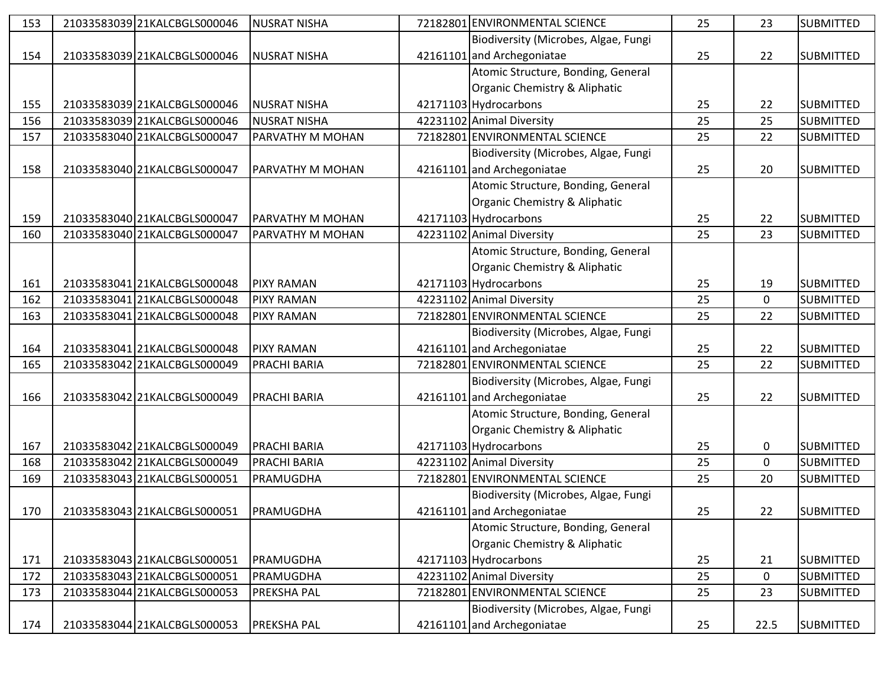| 153 | 21033583039 | 21KALCBGLS000046 | NUSRAT NISHA | 72182801 | ENVIRONMENTAL SCIENCE | 25 | 23 | SUBMITTED |
|---|---|---|---|---|---|---|---|---|
| 154 | 21033583039 | 21KALCBGLS000046 | NUSRAT NISHA | 42161101 | Biodiversity (Microbes, Algae, Fungi and Archegoniatae | 25 | 22 | SUBMITTED |
| 155 | 21033583039 | 21KALCBGLS000046 | NUSRAT NISHA | 42171103 | Atomic Structure, Bonding, General Organic Chemistry & Aliphatic Hydrocarbons | 25 | 22 | SUBMITTED |
| 156 | 21033583039 | 21KALCBGLS000046 | NUSRAT NISHA | 42231102 | Animal Diversity | 25 | 25 | SUBMITTED |
| 157 | 21033583040 | 21KALCBGLS000047 | PARVATHY M MOHAN | 72182801 | ENVIRONMENTAL SCIENCE | 25 | 22 | SUBMITTED |
| 158 | 21033583040 | 21KALCBGLS000047 | PARVATHY M MOHAN | 42161101 | Biodiversity (Microbes, Algae, Fungi and Archegoniatae | 25 | 20 | SUBMITTED |
| 159 | 21033583040 | 21KALCBGLS000047 | PARVATHY M MOHAN | 42171103 | Atomic Structure, Bonding, General Organic Chemistry & Aliphatic Hydrocarbons | 25 | 22 | SUBMITTED |
| 160 | 21033583040 | 21KALCBGLS000047 | PARVATHY M MOHAN | 42231102 | Animal Diversity | 25 | 23 | SUBMITTED |
| 161 | 21033583041 | 21KALCBGLS000048 | PIXY RAMAN | 42171103 | Atomic Structure, Bonding, General Organic Chemistry & Aliphatic Hydrocarbons | 25 | 19 | SUBMITTED |
| 162 | 21033583041 | 21KALCBGLS000048 | PIXY RAMAN | 42231102 | Animal Diversity | 25 | 0 | SUBMITTED |
| 163 | 21033583041 | 21KALCBGLS000048 | PIXY RAMAN | 72182801 | ENVIRONMENTAL SCIENCE | 25 | 22 | SUBMITTED |
| 164 | 21033583041 | 21KALCBGLS000048 | PIXY RAMAN | 42161101 | Biodiversity (Microbes, Algae, Fungi and Archegoniatae | 25 | 22 | SUBMITTED |
| 165 | 21033583042 | 21KALCBGLS000049 | PRACHI BARIA | 72182801 | ENVIRONMENTAL SCIENCE | 25 | 22 | SUBMITTED |
| 166 | 21033583042 | 21KALCBGLS000049 | PRACHI BARIA | 42161101 | Biodiversity (Microbes, Algae, Fungi and Archegoniatae | 25 | 22 | SUBMITTED |
| 167 | 21033583042 | 21KALCBGLS000049 | PRACHI BARIA | 42171103 | Atomic Structure, Bonding, General Organic Chemistry & Aliphatic Hydrocarbons | 25 | 0 | SUBMITTED |
| 168 | 21033583042 | 21KALCBGLS000049 | PRACHI BARIA | 42231102 | Animal Diversity | 25 | 0 | SUBMITTED |
| 169 | 21033583043 | 21KALCBGLS000051 | PRAMUGDHA | 72182801 | ENVIRONMENTAL SCIENCE | 25 | 20 | SUBMITTED |
| 170 | 21033583043 | 21KALCBGLS000051 | PRAMUGDHA | 42161101 | Biodiversity (Microbes, Algae, Fungi and Archegoniatae | 25 | 22 | SUBMITTED |
| 171 | 21033583043 | 21KALCBGLS000051 | PRAMUGDHA | 42171103 | Atomic Structure, Bonding, General Organic Chemistry & Aliphatic Hydrocarbons | 25 | 21 | SUBMITTED |
| 172 | 21033583043 | 21KALCBGLS000051 | PRAMUGDHA | 42231102 | Animal Diversity | 25 | 0 | SUBMITTED |
| 173 | 21033583044 | 21KALCBGLS000053 | PREKSHA PAL | 72182801 | ENVIRONMENTAL SCIENCE | 25 | 23 | SUBMITTED |
| 174 | 21033583044 | 21KALCBGLS000053 | PREKSHA PAL | 42161101 | Biodiversity (Microbes, Algae, Fungi and Archegoniatae | 25 | 22.5 | SUBMITTED |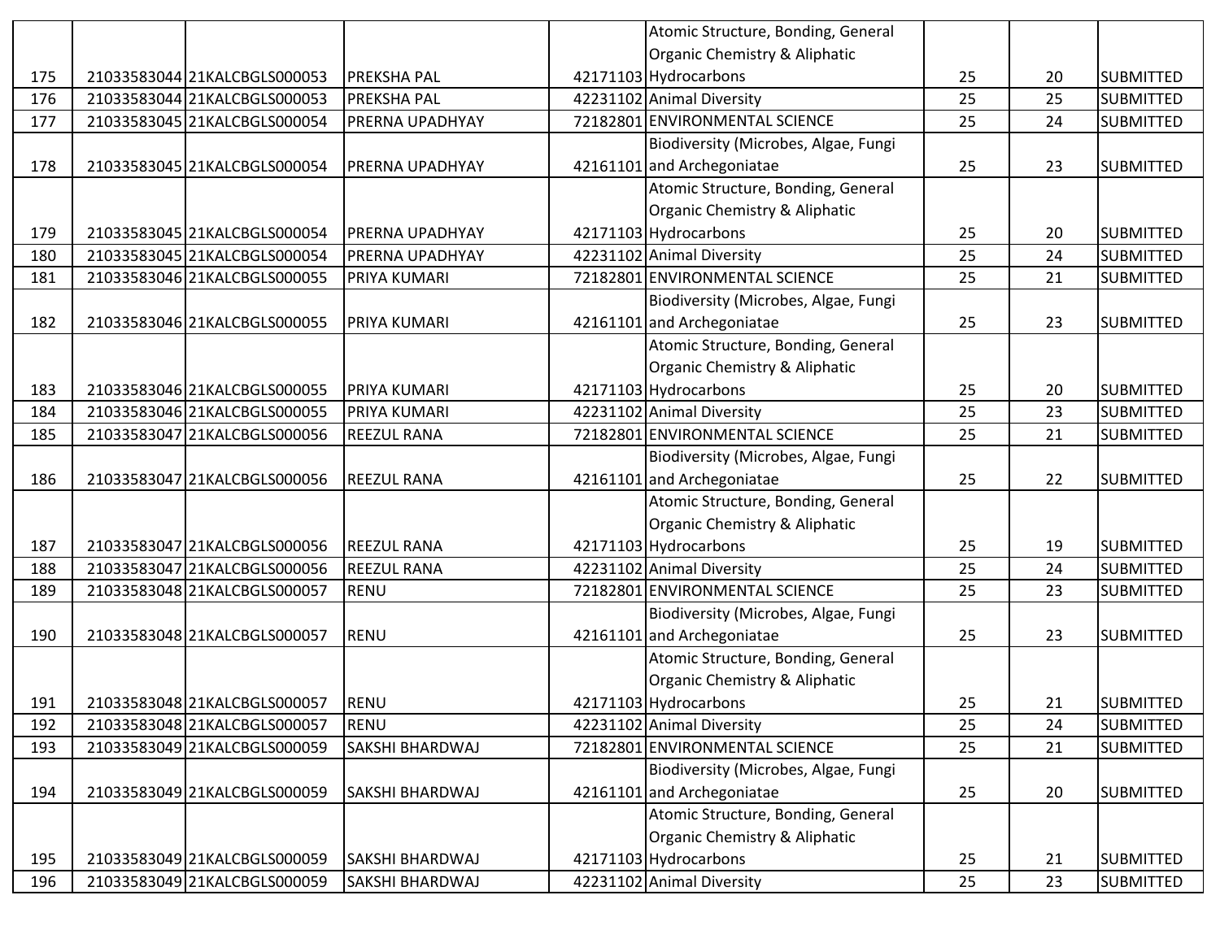| | | | | | | | | |
|---|---|---|---|---|---|---|---|---|
| 175 | 21033583044 | 21KALCBGLS000053 | PREKSHA PAL | 42171103 | Atomic Structure, Bonding, General Organic Chemistry & Aliphatic Hydrocarbons | 25 | 20 | SUBMITTED |
| 176 | 21033583044 | 21KALCBGLS000053 | PREKSHA PAL | 42231102 | Animal Diversity | 25 | 25 | SUBMITTED |
| 177 | 21033583045 | 21KALCBGLS000054 | PRERNA UPADHYAY | 72182801 | ENVIRONMENTAL SCIENCE | 25 | 24 | SUBMITTED |
| 178 | 21033583045 | 21KALCBGLS000054 | PRERNA UPADHYAY | 42161101 | Biodiversity (Microbes, Algae, Fungi and Archegoniatae | 25 | 23 | SUBMITTED |
| 179 | 21033583045 | 21KALCBGLS000054 | PRERNA UPADHYAY | 42171103 | Atomic Structure, Bonding, General Organic Chemistry & Aliphatic Hydrocarbons | 25 | 20 | SUBMITTED |
| 180 | 21033583045 | 21KALCBGLS000054 | PRERNA UPADHYAY | 42231102 | Animal Diversity | 25 | 24 | SUBMITTED |
| 181 | 21033583046 | 21KALCBGLS000055 | PRIYA KUMARI | 72182801 | ENVIRONMENTAL SCIENCE | 25 | 21 | SUBMITTED |
| 182 | 21033583046 | 21KALCBGLS000055 | PRIYA KUMARI | 42161101 | Biodiversity (Microbes, Algae, Fungi and Archegoniatae | 25 | 23 | SUBMITTED |
| 183 | 21033583046 | 21KALCBGLS000055 | PRIYA KUMARI | 42171103 | Atomic Structure, Bonding, General Organic Chemistry & Aliphatic Hydrocarbons | 25 | 20 | SUBMITTED |
| 184 | 21033583046 | 21KALCBGLS000055 | PRIYA KUMARI | 42231102 | Animal Diversity | 25 | 23 | SUBMITTED |
| 185 | 21033583047 | 21KALCBGLS000056 | REEZUL RANA | 72182801 | ENVIRONMENTAL SCIENCE | 25 | 21 | SUBMITTED |
| 186 | 21033583047 | 21KALCBGLS000056 | REEZUL RANA | 42161101 | Biodiversity (Microbes, Algae, Fungi and Archegoniatae | 25 | 22 | SUBMITTED |
| 187 | 21033583047 | 21KALCBGLS000056 | REEZUL RANA | 42171103 | Atomic Structure, Bonding, General Organic Chemistry & Aliphatic Hydrocarbons | 25 | 19 | SUBMITTED |
| 188 | 21033583047 | 21KALCBGLS000056 | REEZUL RANA | 42231102 | Animal Diversity | 25 | 24 | SUBMITTED |
| 189 | 21033583048 | 21KALCBGLS000057 | RENU | 72182801 | ENVIRONMENTAL SCIENCE | 25 | 23 | SUBMITTED |
| 190 | 21033583048 | 21KALCBGLS000057 | RENU | 42161101 | Biodiversity (Microbes, Algae, Fungi and Archegoniatae | 25 | 23 | SUBMITTED |
| 191 | 21033583048 | 21KALCBGLS000057 | RENU | 42171103 | Atomic Structure, Bonding, General Organic Chemistry & Aliphatic Hydrocarbons | 25 | 21 | SUBMITTED |
| 192 | 21033583048 | 21KALCBGLS000057 | RENU | 42231102 | Animal Diversity | 25 | 24 | SUBMITTED |
| 193 | 21033583049 | 21KALCBGLS000059 | SAKSHI BHARDWAJ | 72182801 | ENVIRONMENTAL SCIENCE | 25 | 21 | SUBMITTED |
| 194 | 21033583049 | 21KALCBGLS000059 | SAKSHI BHARDWAJ | 42161101 | Biodiversity (Microbes, Algae, Fungi and Archegoniatae | 25 | 20 | SUBMITTED |
| 195 | 21033583049 | 21KALCBGLS000059 | SAKSHI BHARDWAJ | 42171103 | Atomic Structure, Bonding, General Organic Chemistry & Aliphatic Hydrocarbons | 25 | 21 | SUBMITTED |
| 196 | 21033583049 | 21KALCBGLS000059 | SAKSHI BHARDWAJ | 42231102 | Animal Diversity | 25 | 23 | SUBMITTED |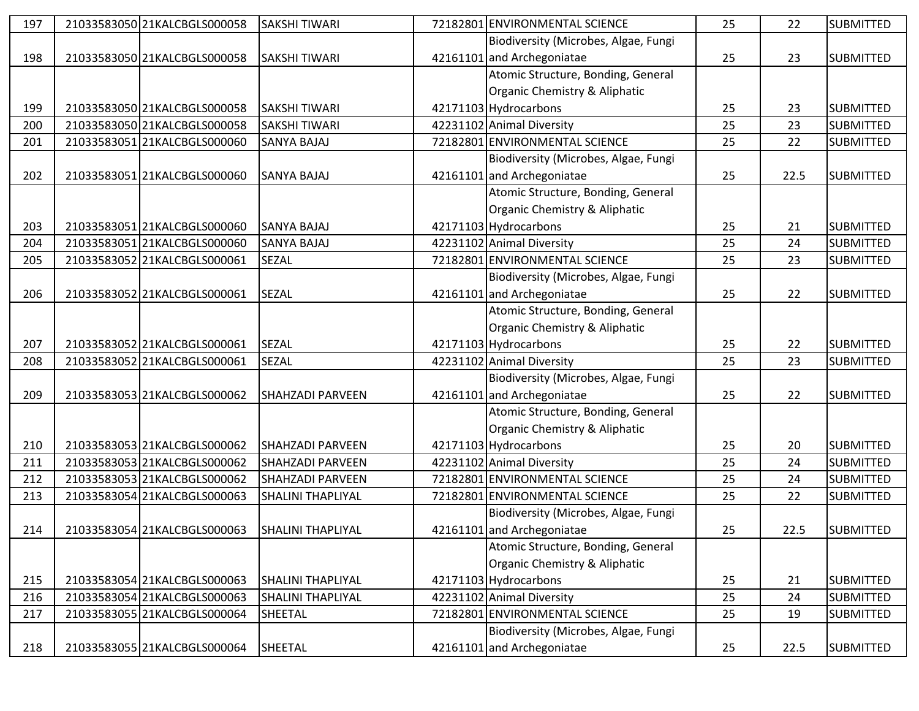| | | | | | | | | |
|---|---|---|---|---|---|---|---|---|
| 197 | 21033583050 | 21KALCBGLS000058 | SAKSHI TIWARI | 72182801 | ENVIRONMENTAL SCIENCE | 25 | 22 | SUBMITTED |
| 198 | 21033583050 | 21KALCBGLS000058 | SAKSHI TIWARI | 42161101 | Biodiversity (Microbes, Algae, Fungi and Archegoniatae | 25 | 23 | SUBMITTED |
| 199 | 21033583050 | 21KALCBGLS000058 | SAKSHI TIWARI | 42171103 | Atomic Structure, Bonding, General Organic Chemistry & Aliphatic Hydrocarbons | 25 | 23 | SUBMITTED |
| 200 | 21033583050 | 21KALCBGLS000058 | SAKSHI TIWARI | 42231102 | Animal Diversity | 25 | 23 | SUBMITTED |
| 201 | 21033583051 | 21KALCBGLS000060 | SANYA BAJAJ | 72182801 | ENVIRONMENTAL SCIENCE | 25 | 22 | SUBMITTED |
| 202 | 21033583051 | 21KALCBGLS000060 | SANYA BAJAJ | 42161101 | Biodiversity (Microbes, Algae, Fungi and Archegoniatae | 25 | 22.5 | SUBMITTED |
| 203 | 21033583051 | 21KALCBGLS000060 | SANYA BAJAJ | 42171103 | Atomic Structure, Bonding, General Organic Chemistry & Aliphatic Hydrocarbons | 25 | 21 | SUBMITTED |
| 204 | 21033583051 | 21KALCBGLS000060 | SANYA BAJAJ | 42231102 | Animal Diversity | 25 | 24 | SUBMITTED |
| 205 | 21033583052 | 21KALCBGLS000061 | SEZAL | 72182801 | ENVIRONMENTAL SCIENCE | 25 | 23 | SUBMITTED |
| 206 | 21033583052 | 21KALCBGLS000061 | SEZAL | 42161101 | Biodiversity (Microbes, Algae, Fungi and Archegoniatae | 25 | 22 | SUBMITTED |
| 207 | 21033583052 | 21KALCBGLS000061 | SEZAL | 42171103 | Atomic Structure, Bonding, General Organic Chemistry & Aliphatic Hydrocarbons | 25 | 22 | SUBMITTED |
| 208 | 21033583052 | 21KALCBGLS000061 | SEZAL | 42231102 | Animal Diversity | 25 | 23 | SUBMITTED |
| 209 | 21033583053 | 21KALCBGLS000062 | SHAHZADI PARVEEN | 42161101 | Biodiversity (Microbes, Algae, Fungi and Archegoniatae | 25 | 22 | SUBMITTED |
| 210 | 21033583053 | 21KALCBGLS000062 | SHAHZADI PARVEEN | 42171103 | Atomic Structure, Bonding, General Organic Chemistry & Aliphatic Hydrocarbons | 25 | 20 | SUBMITTED |
| 211 | 21033583053 | 21KALCBGLS000062 | SHAHZADI PARVEEN | 42231102 | Animal Diversity | 25 | 24 | SUBMITTED |
| 212 | 21033583053 | 21KALCBGLS000062 | SHAHZADI PARVEEN | 72182801 | ENVIRONMENTAL SCIENCE | 25 | 24 | SUBMITTED |
| 213 | 21033583054 | 21KALCBGLS000063 | SHALINI THAPLIYAL | 72182801 | ENVIRONMENTAL SCIENCE | 25 | 22 | SUBMITTED |
| 214 | 21033583054 | 21KALCBGLS000063 | SHALINI THAPLIYAL | 42161101 | Biodiversity (Microbes, Algae, Fungi and Archegoniatae | 25 | 22.5 | SUBMITTED |
| 215 | 21033583054 | 21KALCBGLS000063 | SHALINI THAPLIYAL | 42171103 | Atomic Structure, Bonding, General Organic Chemistry & Aliphatic Hydrocarbons | 25 | 21 | SUBMITTED |
| 216 | 21033583054 | 21KALCBGLS000063 | SHALINI THAPLIYAL | 42231102 | Animal Diversity | 25 | 24 | SUBMITTED |
| 217 | 21033583055 | 21KALCBGLS000064 | SHEETAL | 72182801 | ENVIRONMENTAL SCIENCE | 25 | 19 | SUBMITTED |
| 218 | 21033583055 | 21KALCBGLS000064 | SHEETAL | 42161101 | Biodiversity (Microbes, Algae, Fungi and Archegoniatae | 25 | 22.5 | SUBMITTED |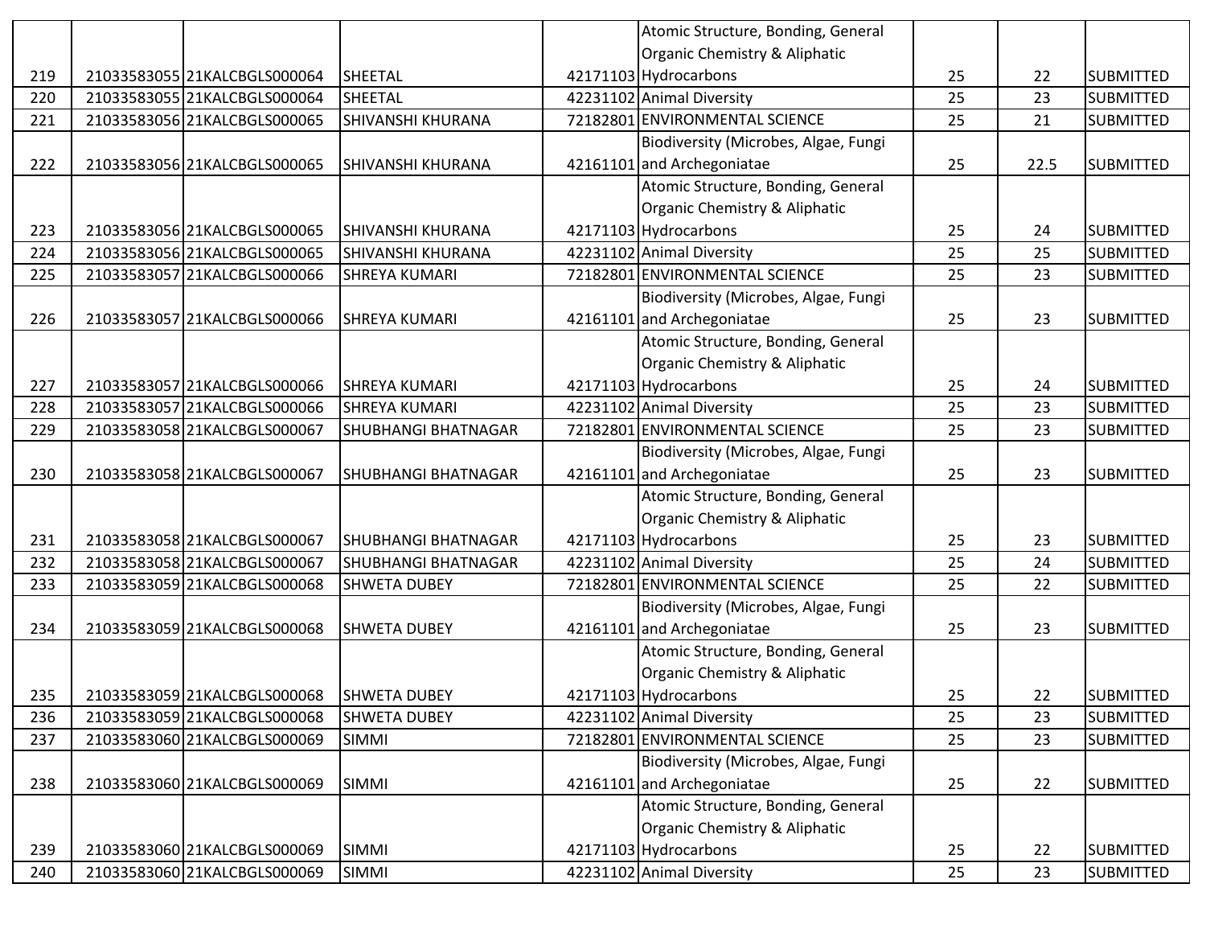| | | | | | | | | |
|---|---|---|---|---|---|---|---|---|
| 219 | 21033583055 | 21KALCBGLS000064 | SHEETAL | 42171103 | Atomic Structure, Bonding, General Organic Chemistry & Aliphatic Hydrocarbons | 25 | 22 | SUBMITTED |
| 220 | 21033583055 | 21KALCBGLS000064 | SHEETAL | 42231102 | Animal Diversity | 25 | 23 | SUBMITTED |
| 221 | 21033583056 | 21KALCBGLS000065 | SHIVANSHI KHURANA | 72182801 | ENVIRONMENTAL SCIENCE | 25 | 21 | SUBMITTED |
| 222 | 21033583056 | 21KALCBGLS000065 | SHIVANSHI KHURANA | 42161101 | Biodiversity (Microbes, Algae, Fungi and Archegoniatae | 25 | 22.5 | SUBMITTED |
| 223 | 21033583056 | 21KALCBGLS000065 | SHIVANSHI KHURANA | 42171103 | Atomic Structure, Bonding, General Organic Chemistry & Aliphatic Hydrocarbons | 25 | 24 | SUBMITTED |
| 224 | 21033583056 | 21KALCBGLS000065 | SHIVANSHI KHURANA | 42231102 | Animal Diversity | 25 | 25 | SUBMITTED |
| 225 | 21033583057 | 21KALCBGLS000066 | SHREYA KUMARI | 72182801 | ENVIRONMENTAL SCIENCE | 25 | 23 | SUBMITTED |
| 226 | 21033583057 | 21KALCBGLS000066 | SHREYA KUMARI | 42161101 | Biodiversity (Microbes, Algae, Fungi and Archegoniatae | 25 | 23 | SUBMITTED |
| 227 | 21033583057 | 21KALCBGLS000066 | SHREYA KUMARI | 42171103 | Atomic Structure, Bonding, General Organic Chemistry & Aliphatic Hydrocarbons | 25 | 24 | SUBMITTED |
| 228 | 21033583057 | 21KALCBGLS000066 | SHREYA KUMARI | 42231102 | Animal Diversity | 25 | 23 | SUBMITTED |
| 229 | 21033583058 | 21KALCBGLS000067 | SHUBHANGI BHATNAGAR | 72182801 | ENVIRONMENTAL SCIENCE | 25 | 23 | SUBMITTED |
| 230 | 21033583058 | 21KALCBGLS000067 | SHUBHANGI BHATNAGAR | 42161101 | Biodiversity (Microbes, Algae, Fungi and Archegoniatae | 25 | 23 | SUBMITTED |
| 231 | 21033583058 | 21KALCBGLS000067 | SHUBHANGI BHATNAGAR | 42171103 | Atomic Structure, Bonding, General Organic Chemistry & Aliphatic Hydrocarbons | 25 | 23 | SUBMITTED |
| 232 | 21033583058 | 21KALCBGLS000067 | SHUBHANGI BHATNAGAR | 42231102 | Animal Diversity | 25 | 24 | SUBMITTED |
| 233 | 21033583059 | 21KALCBGLS000068 | SHWETA DUBEY | 72182801 | ENVIRONMENTAL SCIENCE | 25 | 22 | SUBMITTED |
| 234 | 21033583059 | 21KALCBGLS000068 | SHWETA DUBEY | 42161101 | Biodiversity (Microbes, Algae, Fungi and Archegoniatae | 25 | 23 | SUBMITTED |
| 235 | 21033583059 | 21KALCBGLS000068 | SHWETA DUBEY | 42171103 | Atomic Structure, Bonding, General Organic Chemistry & Aliphatic Hydrocarbons | 25 | 22 | SUBMITTED |
| 236 | 21033583059 | 21KALCBGLS000068 | SHWETA DUBEY | 42231102 | Animal Diversity | 25 | 23 | SUBMITTED |
| 237 | 21033583060 | 21KALCBGLS000069 | SIMMI | 72182801 | ENVIRONMENTAL SCIENCE | 25 | 23 | SUBMITTED |
| 238 | 21033583060 | 21KALCBGLS000069 | SIMMI | 42161101 | Biodiversity (Microbes, Algae, Fungi and Archegoniatae | 25 | 22 | SUBMITTED |
| 239 | 21033583060 | 21KALCBGLS000069 | SIMMI | 42171103 | Atomic Structure, Bonding, General Organic Chemistry & Aliphatic Hydrocarbons | 25 | 22 | SUBMITTED |
| 240 | 21033583060 | 21KALCBGLS000069 | SIMMI | 42231102 | Animal Diversity | 25 | 23 | SUBMITTED |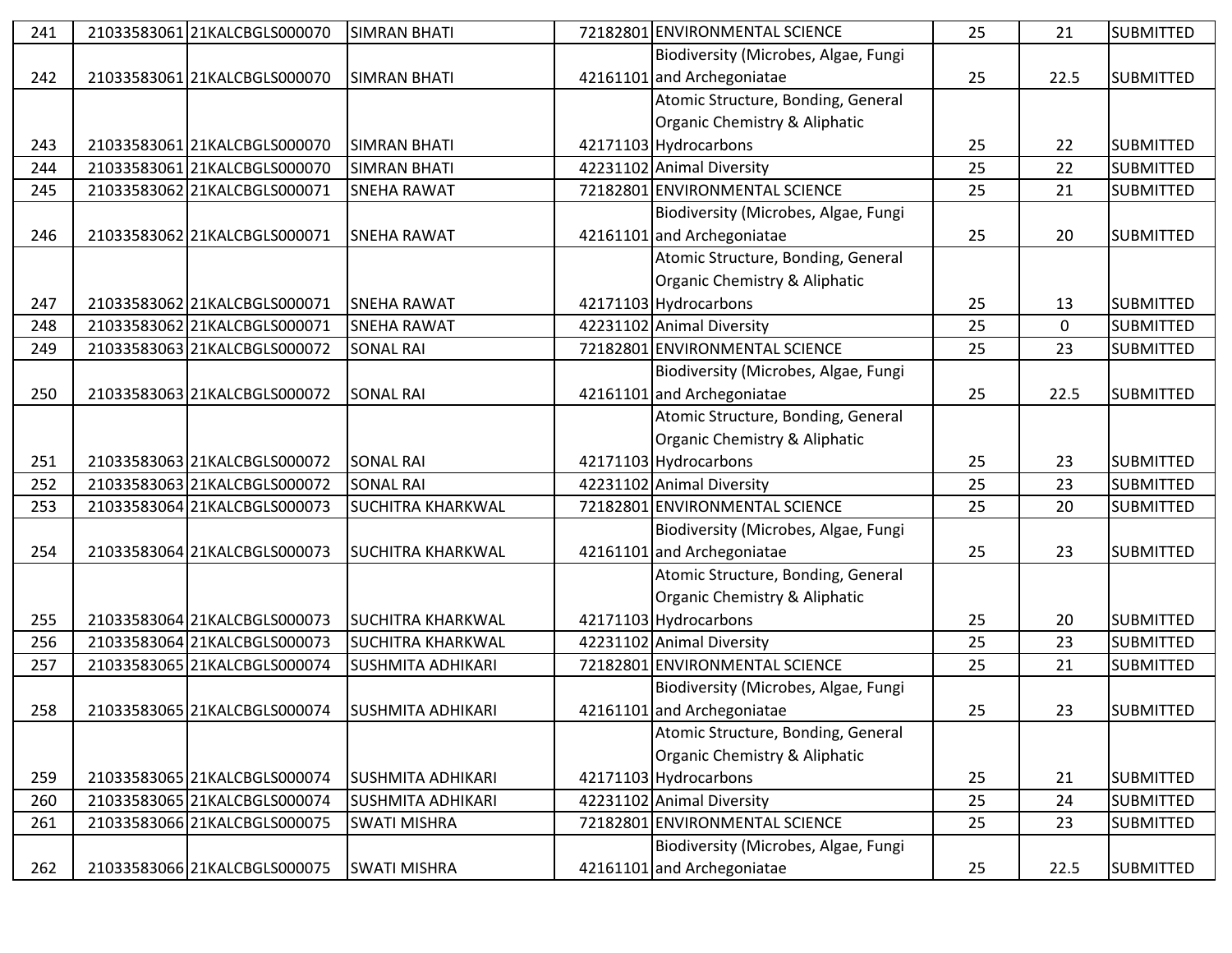| 241 | 21033583061 | 21KALCBGLS000070 | SIMRAN BHATI | 72182801 | ENVIRONMENTAL SCIENCE | 25 | 21 | SUBMITTED |
|---|---|---|---|---|---|---|---|---|
| 242 | 21033583061 | 21KALCBGLS000070 | SIMRAN BHATI | 42161101 | Biodiversity (Microbes, Algae, Fungi and Archegoniatae | 25 | 22.5 | SUBMITTED |
| 243 | 21033583061 | 21KALCBGLS000070 | SIMRAN BHATI | 42171103 | Atomic Structure, Bonding, General Organic Chemistry & Aliphatic Hydrocarbons | 25 | 22 | SUBMITTED |
| 244 | 21033583061 | 21KALCBGLS000070 | SIMRAN BHATI | 42231102 | Animal Diversity | 25 | 22 | SUBMITTED |
| 245 | 21033583062 | 21KALCBGLS000071 | SNEHA RAWAT | 72182801 | ENVIRONMENTAL SCIENCE | 25 | 21 | SUBMITTED |
| 246 | 21033583062 | 21KALCBGLS000071 | SNEHA RAWAT | 42161101 | Biodiversity (Microbes, Algae, Fungi and Archegoniatae | 25 | 20 | SUBMITTED |
| 247 | 21033583062 | 21KALCBGLS000071 | SNEHA RAWAT | 42171103 | Atomic Structure, Bonding, General Organic Chemistry & Aliphatic Hydrocarbons | 25 | 13 | SUBMITTED |
| 248 | 21033583062 | 21KALCBGLS000071 | SNEHA RAWAT | 42231102 | Animal Diversity | 25 | 0 | SUBMITTED |
| 249 | 21033583063 | 21KALCBGLS000072 | SONAL RAI | 72182801 | ENVIRONMENTAL SCIENCE | 25 | 23 | SUBMITTED |
| 250 | 21033583063 | 21KALCBGLS000072 | SONAL RAI | 42161101 | Biodiversity (Microbes, Algae, Fungi and Archegoniatae | 25 | 22.5 | SUBMITTED |
| 251 | 21033583063 | 21KALCBGLS000072 | SONAL RAI | 42171103 | Atomic Structure, Bonding, General Organic Chemistry & Aliphatic Hydrocarbons | 25 | 23 | SUBMITTED |
| 252 | 21033583063 | 21KALCBGLS000072 | SONAL RAI | 42231102 | Animal Diversity | 25 | 23 | SUBMITTED |
| 253 | 21033583064 | 21KALCBGLS000073 | SUCHITRA KHARKWAL | 72182801 | ENVIRONMENTAL SCIENCE | 25 | 20 | SUBMITTED |
| 254 | 21033583064 | 21KALCBGLS000073 | SUCHITRA KHARKWAL | 42161101 | Biodiversity (Microbes, Algae, Fungi and Archegoniatae | 25 | 23 | SUBMITTED |
| 255 | 21033583064 | 21KALCBGLS000073 | SUCHITRA KHARKWAL | 42171103 | Atomic Structure, Bonding, General Organic Chemistry & Aliphatic Hydrocarbons | 25 | 20 | SUBMITTED |
| 256 | 21033583064 | 21KALCBGLS000073 | SUCHITRA KHARKWAL | 42231102 | Animal Diversity | 25 | 23 | SUBMITTED |
| 257 | 21033583065 | 21KALCBGLS000074 | SUSHMITA ADHIKARI | 72182801 | ENVIRONMENTAL SCIENCE | 25 | 21 | SUBMITTED |
| 258 | 21033583065 | 21KALCBGLS000074 | SUSHMITA ADHIKARI | 42161101 | Biodiversity (Microbes, Algae, Fungi and Archegoniatae | 25 | 23 | SUBMITTED |
| 259 | 21033583065 | 21KALCBGLS000074 | SUSHMITA ADHIKARI | 42171103 | Atomic Structure, Bonding, General Organic Chemistry & Aliphatic Hydrocarbons | 25 | 21 | SUBMITTED |
| 260 | 21033583065 | 21KALCBGLS000074 | SUSHMITA ADHIKARI | 42231102 | Animal Diversity | 25 | 24 | SUBMITTED |
| 261 | 21033583066 | 21KALCBGLS000075 | SWATI MISHRA | 72182801 | ENVIRONMENTAL SCIENCE | 25 | 23 | SUBMITTED |
| 262 | 21033583066 | 21KALCBGLS000075 | SWATI MISHRA | 42161101 | Biodiversity (Microbes, Algae, Fungi and Archegoniatae | 25 | 22.5 | SUBMITTED |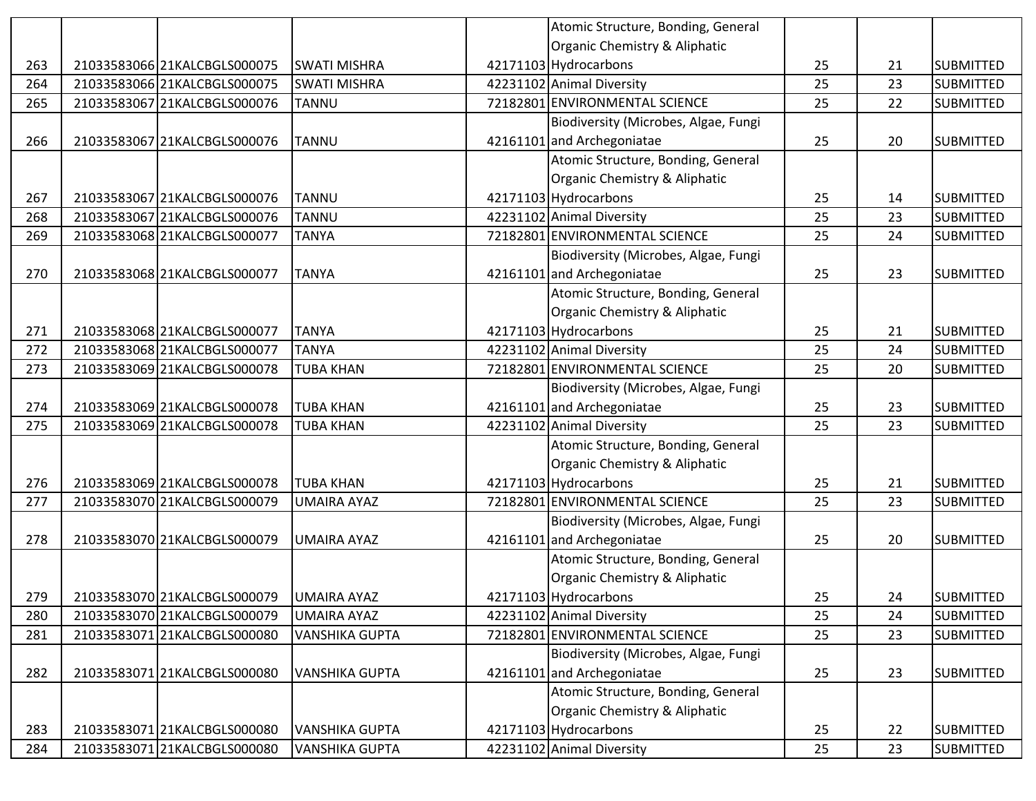| | | | | | | | | |
|---|---|---|---|---|---|---|---|---|
| 263 | 21033583066 | 21KALCBGLS000075 | SWATI MISHRA | 42171103 | Atomic Structure, Bonding, General Organic Chemistry & Aliphatic Hydrocarbons | 25 | 21 | SUBMITTED |
| 264 | 21033583066 | 21KALCBGLS000075 | SWATI MISHRA | 42231102 | Animal Diversity | 25 | 23 | SUBMITTED |
| 265 | 21033583067 | 21KALCBGLS000076 | TANNU | 72182801 | ENVIRONMENTAL SCIENCE | 25 | 22 | SUBMITTED |
| 266 | 21033583067 | 21KALCBGLS000076 | TANNU | 42161101 | Biodiversity (Microbes, Algae, Fungi and Archegoniatae | 25 | 20 | SUBMITTED |
| 267 | 21033583067 | 21KALCBGLS000076 | TANNU | 42171103 | Atomic Structure, Bonding, General Organic Chemistry & Aliphatic Hydrocarbons | 25 | 14 | SUBMITTED |
| 268 | 21033583067 | 21KALCBGLS000076 | TANNU | 42231102 | Animal Diversity | 25 | 23 | SUBMITTED |
| 269 | 21033583068 | 21KALCBGLS000077 | TANYA | 72182801 | ENVIRONMENTAL SCIENCE | 25 | 24 | SUBMITTED |
| 270 | 21033583068 | 21KALCBGLS000077 | TANYA | 42161101 | Biodiversity (Microbes, Algae, Fungi and Archegoniatae | 25 | 23 | SUBMITTED |
| 271 | 21033583068 | 21KALCBGLS000077 | TANYA | 42171103 | Atomic Structure, Bonding, General Organic Chemistry & Aliphatic Hydrocarbons | 25 | 21 | SUBMITTED |
| 272 | 21033583068 | 21KALCBGLS000077 | TANYA | 42231102 | Animal Diversity | 25 | 24 | SUBMITTED |
| 273 | 21033583069 | 21KALCBGLS000078 | TUBA KHAN | 72182801 | ENVIRONMENTAL SCIENCE | 25 | 20 | SUBMITTED |
| 274 | 21033583069 | 21KALCBGLS000078 | TUBA KHAN | 42161101 | Biodiversity (Microbes, Algae, Fungi and Archegoniatae | 25 | 23 | SUBMITTED |
| 275 | 21033583069 | 21KALCBGLS000078 | TUBA KHAN | 42231102 | Animal Diversity | 25 | 23 | SUBMITTED |
| 276 | 21033583069 | 21KALCBGLS000078 | TUBA KHAN | 42171103 | Atomic Structure, Bonding, General Organic Chemistry & Aliphatic Hydrocarbons | 25 | 21 | SUBMITTED |
| 277 | 21033583070 | 21KALCBGLS000079 | UMAIRA AYAZ | 72182801 | ENVIRONMENTAL SCIENCE | 25 | 23 | SUBMITTED |
| 278 | 21033583070 | 21KALCBGLS000079 | UMAIRA AYAZ | 42161101 | Biodiversity (Microbes, Algae, Fungi and Archegoniatae | 25 | 20 | SUBMITTED |
| 279 | 21033583070 | 21KALCBGLS000079 | UMAIRA AYAZ | 42171103 | Atomic Structure, Bonding, General Organic Chemistry & Aliphatic Hydrocarbons | 25 | 24 | SUBMITTED |
| 280 | 21033583070 | 21KALCBGLS000079 | UMAIRA AYAZ | 42231102 | Animal Diversity | 25 | 24 | SUBMITTED |
| 281 | 21033583071 | 21KALCBGLS000080 | VANSHIKA GUPTA | 72182801 | ENVIRONMENTAL SCIENCE | 25 | 23 | SUBMITTED |
| 282 | 21033583071 | 21KALCBGLS000080 | VANSHIKA GUPTA | 42161101 | Biodiversity (Microbes, Algae, Fungi and Archegoniatae | 25 | 23 | SUBMITTED |
| 283 | 21033583071 | 21KALCBGLS000080 | VANSHIKA GUPTA | 42171103 | Atomic Structure, Bonding, General Organic Chemistry & Aliphatic Hydrocarbons | 25 | 22 | SUBMITTED |
| 284 | 21033583071 | 21KALCBGLS000080 | VANSHIKA GUPTA | 42231102 | Animal Diversity | 25 | 23 | SUBMITTED |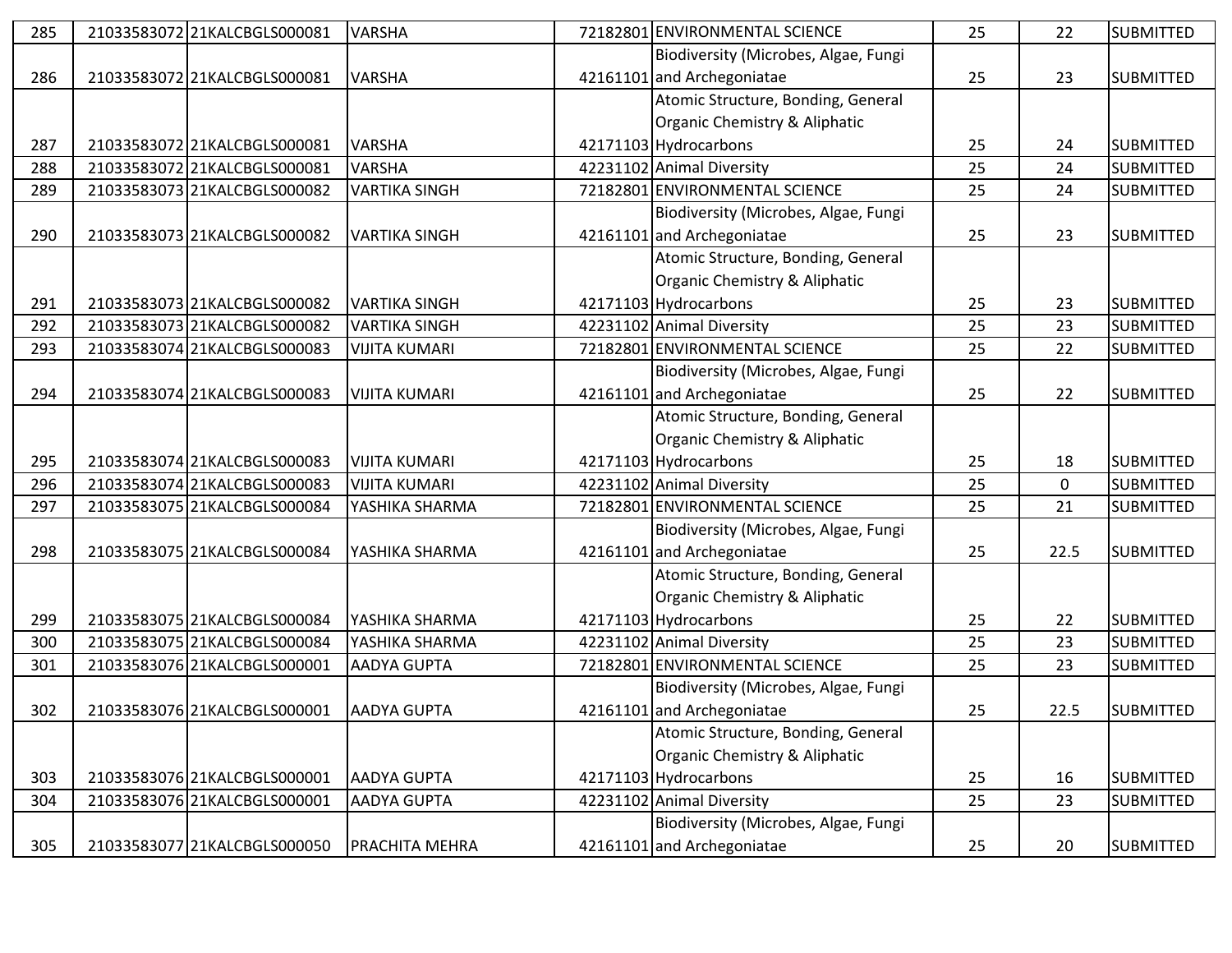| | | | | | | | |
|---|---|---|---|---|---|---|---|
| 285 | 21033583072 | 21KALCBGLS000081 | VARSHA | 72182801 | ENVIRONMENTAL SCIENCE | 25 | 22 | SUBMITTED |
| 286 | 21033583072 | 21KALCBGLS000081 | VARSHA | 42161101 | Biodiversity (Microbes, Algae, Fungi and Archegoniatae | 25 | 23 | SUBMITTED |
| 287 | 21033583072 | 21KALCBGLS000081 | VARSHA | 42171103 | Atomic Structure, Bonding, General Organic Chemistry & Aliphatic Hydrocarbons | 25 | 24 | SUBMITTED |
| 288 | 21033583072 | 21KALCBGLS000081 | VARSHA | 42231102 | Animal Diversity | 25 | 24 | SUBMITTED |
| 289 | 21033583073 | 21KALCBGLS000082 | VARTIKA SINGH | 72182801 | ENVIRONMENTAL SCIENCE | 25 | 24 | SUBMITTED |
| 290 | 21033583073 | 21KALCBGLS000082 | VARTIKA SINGH | 42161101 | Biodiversity (Microbes, Algae, Fungi and Archegoniatae | 25 | 23 | SUBMITTED |
| 291 | 21033583073 | 21KALCBGLS000082 | VARTIKA SINGH | 42171103 | Atomic Structure, Bonding, General Organic Chemistry & Aliphatic Hydrocarbons | 25 | 23 | SUBMITTED |
| 292 | 21033583073 | 21KALCBGLS000082 | VARTIKA SINGH | 42231102 | Animal Diversity | 25 | 23 | SUBMITTED |
| 293 | 21033583074 | 21KALCBGLS000083 | VIJITA KUMARI | 72182801 | ENVIRONMENTAL SCIENCE | 25 | 22 | SUBMITTED |
| 294 | 21033583074 | 21KALCBGLS000083 | VIJITA KUMARI | 42161101 | Biodiversity (Microbes, Algae, Fungi and Archegoniatae | 25 | 22 | SUBMITTED |
| 295 | 21033583074 | 21KALCBGLS000083 | VIJITA KUMARI | 42171103 | Atomic Structure, Bonding, General Organic Chemistry & Aliphatic Hydrocarbons | 25 | 18 | SUBMITTED |
| 296 | 21033583074 | 21KALCBGLS000083 | VIJITA KUMARI | 42231102 | Animal Diversity | 25 | 0 | SUBMITTED |
| 297 | 21033583075 | 21KALCBGLS000084 | YASHIKA SHARMA | 72182801 | ENVIRONMENTAL SCIENCE | 25 | 21 | SUBMITTED |
| 298 | 21033583075 | 21KALCBGLS000084 | YASHIKA SHARMA | 42161101 | Biodiversity (Microbes, Algae, Fungi and Archegoniatae | 25 | 22.5 | SUBMITTED |
| 299 | 21033583075 | 21KALCBGLS000084 | YASHIKA SHARMA | 42171103 | Atomic Structure, Bonding, General Organic Chemistry & Aliphatic Hydrocarbons | 25 | 22 | SUBMITTED |
| 300 | 21033583075 | 21KALCBGLS000084 | YASHIKA SHARMA | 42231102 | Animal Diversity | 25 | 23 | SUBMITTED |
| 301 | 21033583076 | 21KALCBGLS000001 | AADYA GUPTA | 72182801 | ENVIRONMENTAL SCIENCE | 25 | 23 | SUBMITTED |
| 302 | 21033583076 | 21KALCBGLS000001 | AADYA GUPTA | 42161101 | Biodiversity (Microbes, Algae, Fungi and Archegoniatae | 25 | 22.5 | SUBMITTED |
| 303 | 21033583076 | 21KALCBGLS000001 | AADYA GUPTA | 42171103 | Atomic Structure, Bonding, General Organic Chemistry & Aliphatic Hydrocarbons | 25 | 16 | SUBMITTED |
| 304 | 21033583076 | 21KALCBGLS000001 | AADYA GUPTA | 42231102 | Animal Diversity | 25 | 23 | SUBMITTED |
| 305 | 21033583077 | 21KALCBGLS000050 | PRACHITA MEHRA | 42161101 | Biodiversity (Microbes, Algae, Fungi and Archegoniatae | 25 | 20 | SUBMITTED |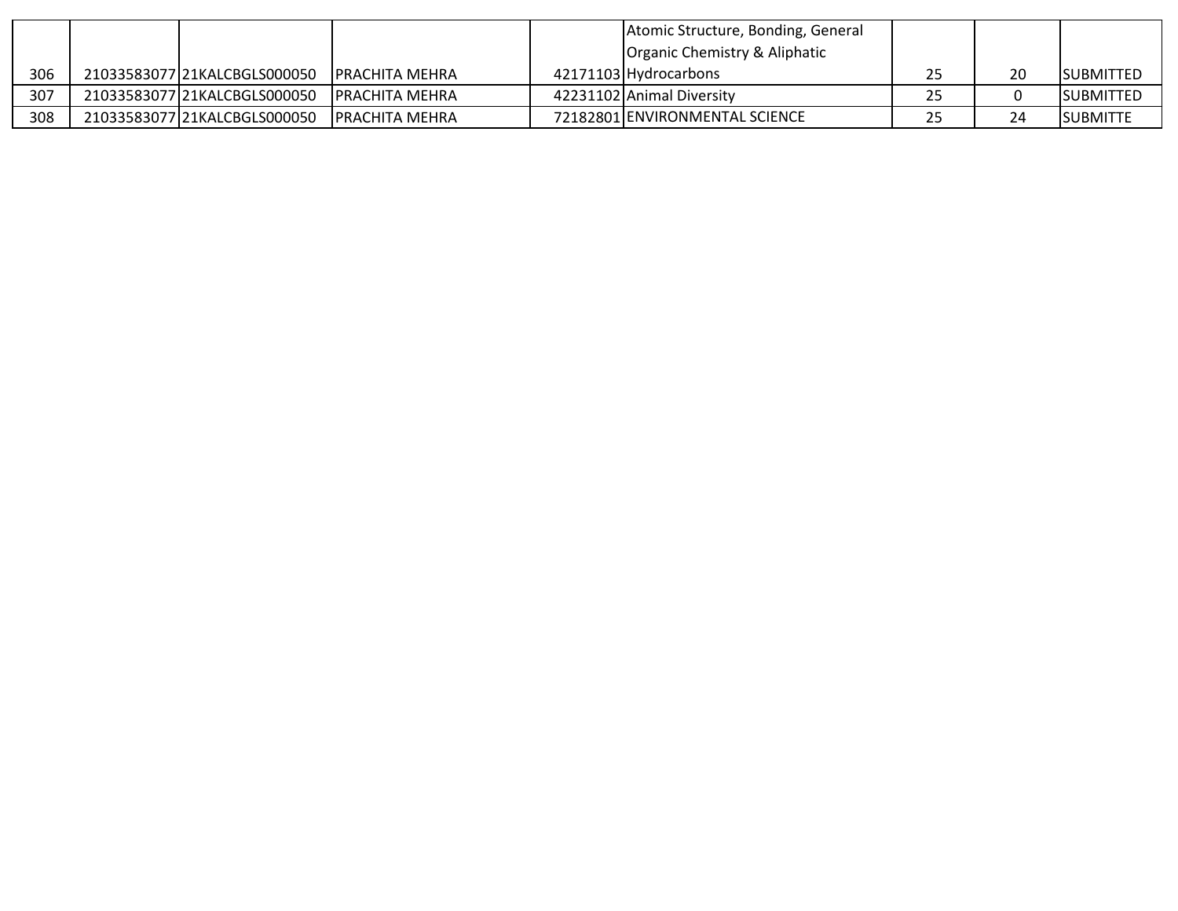| | | | | | | | | |
|---|---|---|---|---|---|---|---|---|
| 306 | 21033583077 | 21KALCBGLS000050 | PRACHITA MEHRA | 42171103 | Atomic Structure, Bonding, General Organic Chemistry & Aliphatic Hydrocarbons | 25 | 20 | SUBMITTED |
| 307 | 21033583077 | 21KALCBGLS000050 | PRACHITA MEHRA | 42231102 | Animal Diversity | 25 | 0 | SUBMITTED |
| 308 | 21033583077 | 21KALCBGLS000050 | PRACHITA MEHRA | 72182801 | ENVIRONMENTAL SCIENCE | 25 | 24 | SUBMITTE |